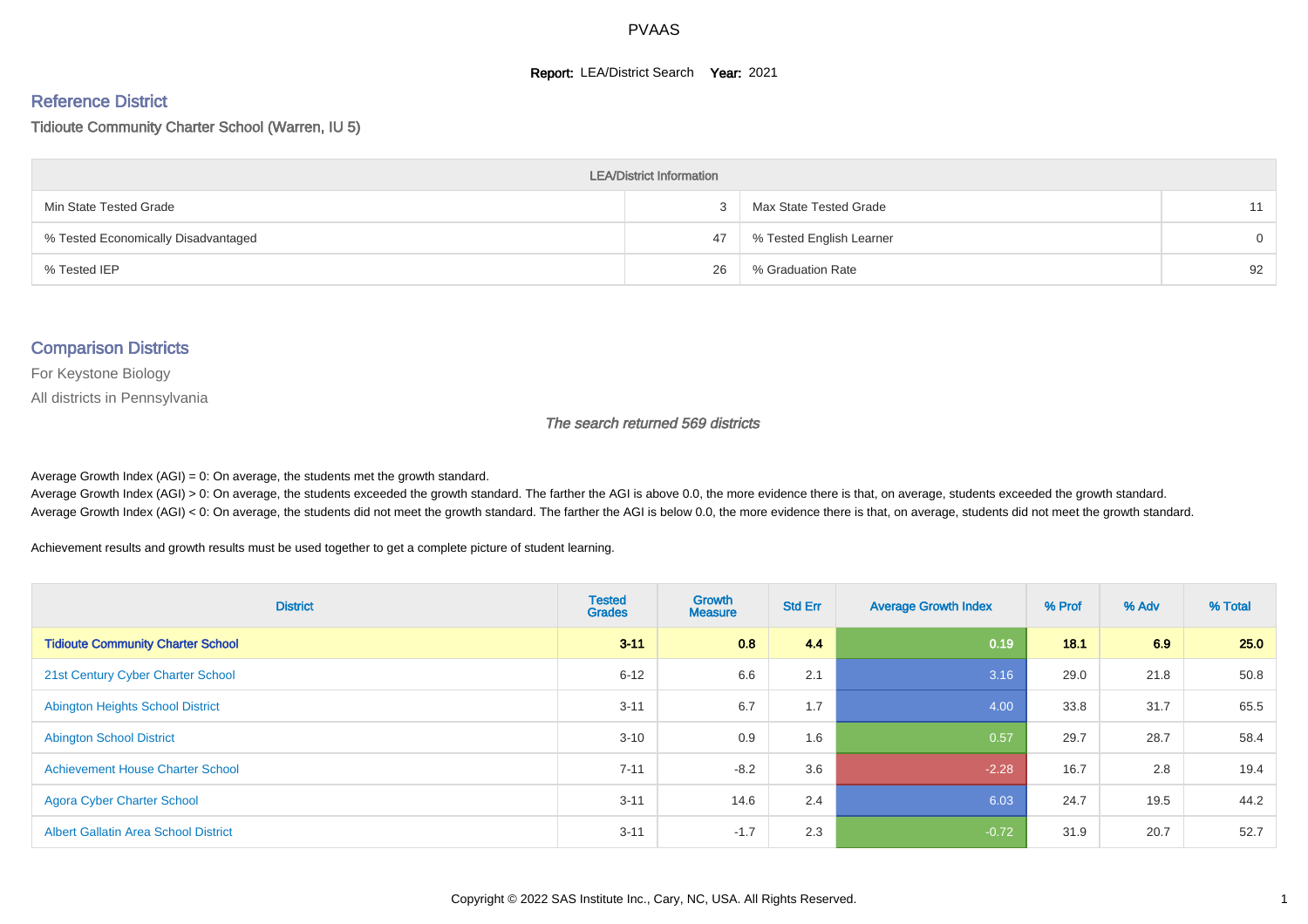# PVAAS

**Report:** LEA/District Search **Year:** 2021

## Reference District

Tidioute Community Charter School (Warren, IU 5)

| LEA/District Information | | | |
|---|---|---|---|
| Min State Tested Grade | 3 | Max State Tested Grade | 11 |
| % Tested Economically Disadvantaged | 47 | % Tested English Learner | 0 |
| % Tested IEP | 26 | % Graduation Rate | 92 |

## Comparison Districts

For Keystone Biology

All districts in Pennsylvania

*The search returned 569 districts*

Average Growth Index (AGI) = 0: On average, the students met the growth standard.
Average Growth Index (AGI) > 0: On average, the students exceeded the growth standard. The farther the AGI is above 0.0, the more evidence there is that, on average, students exceeded the growth standard.
Average Growth Index (AGI) < 0: On average, the students did not meet the growth standard. The farther the AGI is below 0.0, the more evidence there is that, on average, students did not meet the growth standard.

Achievement results and growth results must be used together to get a complete picture of student learning.

| District | Tested Grades | Growth Measure | Std Err | Average Growth Index | % Prof | % Adv | % Total |
|---|---|---|---|---|---|---|---|
| **Tidioute Community Charter School** | **3-11** | **0.8** | **4.4** | **0.19** | **18.1** | **6.9** | **25.0** |
| 21st Century Cyber Charter School | 6-12 | 6.6 | 2.1 | 3.16 | 29.0 | 21.8 | 50.8 |
| Abington Heights School District | 3-11 | 6.7 | 1.7 | 4.00 | 33.8 | 31.7 | 65.5 |
| Abington School District | 3-10 | 0.9 | 1.6 | 0.57 | 29.7 | 28.7 | 58.4 |
| Achievement House Charter School | 7-11 | -8.2 | 3.6 | -2.28 | 16.7 | 2.8 | 19.4 |
| Agora Cyber Charter School | 3-11 | 14.6 | 2.4 | 6.03 | 24.7 | 19.5 | 44.2 |
| Albert Gallatin Area School District | 3-11 | -1.7 | 2.3 | -0.72 | 31.9 | 20.7 | 52.7 |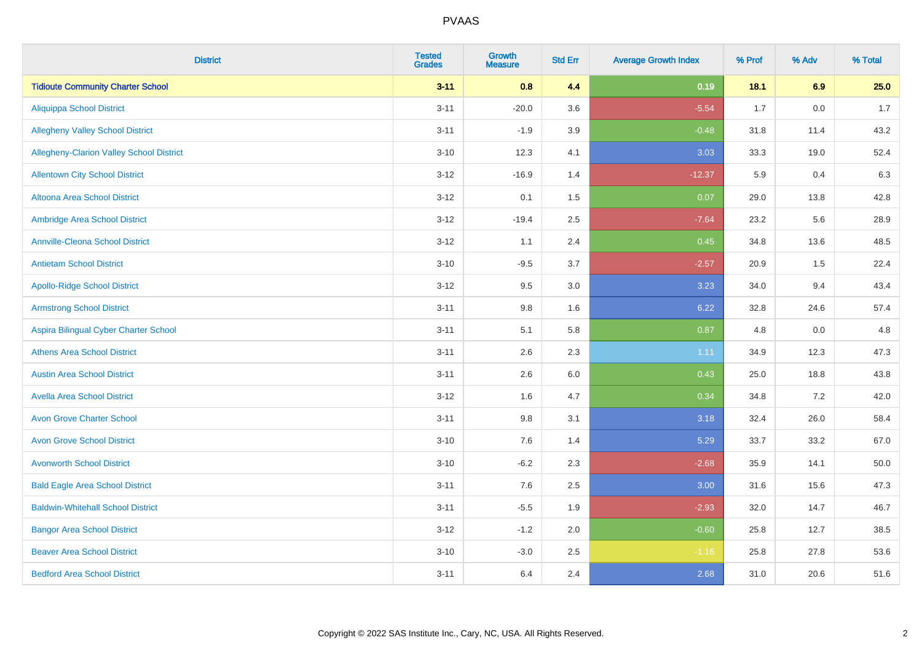# PVAAS

| District | Tested Grades | Growth Measure | Std Err | Average Growth Index | % Prof | % Adv | % Total |
|---|---|---|---|---|---|---|---|
| **Tidioute Community Charter School** | **3-11** | **0.8** | **4.4** | **0.19** | **18.1** | **6.9** | **25.0** |
| Aliquippa School District | 3-11 | -20.0 | 3.6 | -5.54 | 1.7 | 0.0 | 1.7 |
| Allegheny Valley School District | 3-11 | -1.9 | 3.9 | -0.48 | 31.8 | 11.4 | 43.2 |
| Allegheny-Clarion Valley School District | 3-10 | 12.3 | 4.1 | 3.03 | 33.3 | 19.0 | 52.4 |
| Allentown City School District | 3-12 | -16.9 | 1.4 | -12.37 | 5.9 | 0.4 | 6.3 |
| Altoona Area School District | 3-12 | 0.1 | 1.5 | 0.07 | 29.0 | 13.8 | 42.8 |
| Ambridge Area School District | 3-12 | -19.4 | 2.5 | -7.64 | 23.2 | 5.6 | 28.9 |
| Annville-Cleona School District | 3-12 | 1.1 | 2.4 | 0.45 | 34.8 | 13.6 | 48.5 |
| Antietam School District | 3-10 | -9.5 | 3.7 | -2.57 | 20.9 | 1.5 | 22.4 |
| Apollo-Ridge School District | 3-12 | 9.5 | 3.0 | 3.23 | 34.0 | 9.4 | 43.4 |
| Armstrong School District | 3-11 | 9.8 | 1.6 | 6.22 | 32.8 | 24.6 | 57.4 |
| Aspira Bilingual Cyber Charter School | 3-11 | 5.1 | 5.8 | 0.87 | 4.8 | 0.0 | 4.8 |
| Athens Area School District | 3-11 | 2.6 | 2.3 | 1.11 | 34.9 | 12.3 | 47.3 |
| Austin Area School District | 3-11 | 2.6 | 6.0 | 0.43 | 25.0 | 18.8 | 43.8 |
| Avella Area School District | 3-12 | 1.6 | 4.7 | 0.34 | 34.8 | 7.2 | 42.0 |
| Avon Grove Charter School | 3-11 | 9.8 | 3.1 | 3.18 | 32.4 | 26.0 | 58.4 |
| Avon Grove School District | 3-10 | 7.6 | 1.4 | 5.29 | 33.7 | 33.2 | 67.0 |
| Avonworth School District | 3-10 | -6.2 | 2.3 | -2.68 | 35.9 | 14.1 | 50.0 |
| Bald Eagle Area School District | 3-11 | 7.6 | 2.5 | 3.00 | 31.6 | 15.6 | 47.3 |
| Baldwin-Whitehall School District | 3-11 | -5.5 | 1.9 | -2.93 | 32.0 | 14.7 | 46.7 |
| Bangor Area School District | 3-12 | -1.2 | 2.0 | -0.60 | 25.8 | 12.7 | 38.5 |
| Beaver Area School District | 3-10 | -3.0 | 2.5 | -1.16 | 25.8 | 27.8 | 53.6 |
| Bedford Area School District | 3-11 | 6.4 | 2.4 | 2.68 | 31.0 | 20.6 | 51.6 |

Copyright © 2022 SAS Institute Inc., Cary, NC, USA. All Rights Reserved.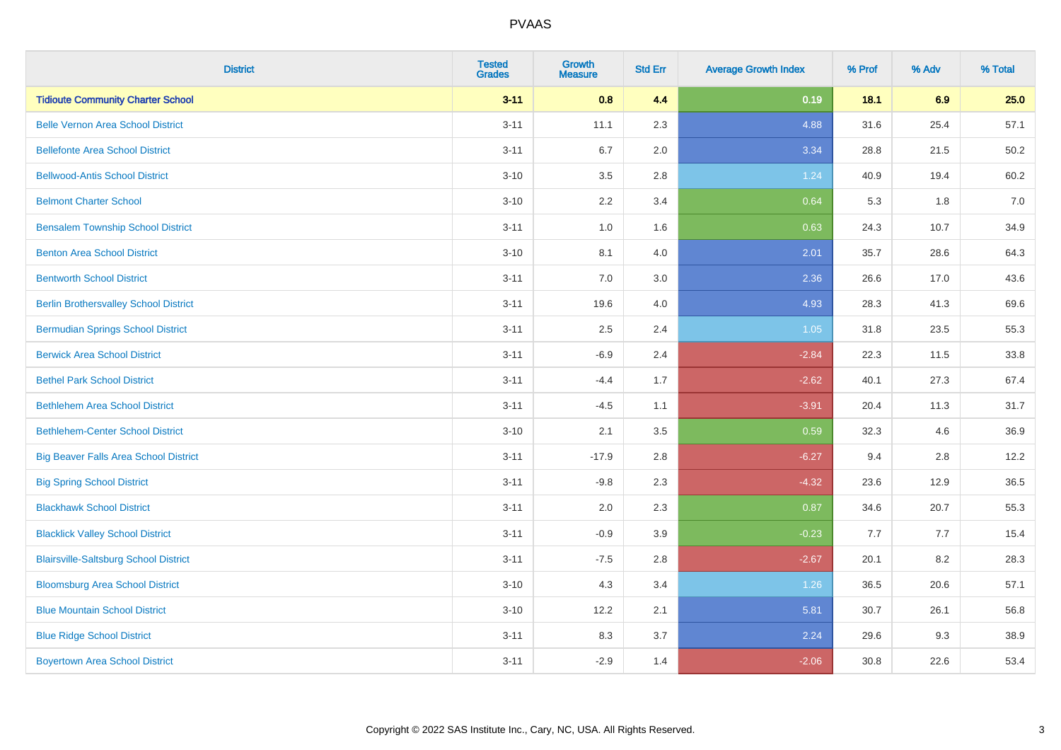# PVAAS

| District | Tested Grades | Growth Measure | Std Err | Average Growth Index | % Prof | % Adv | % Total |
|---|---|---|---|---|---|---|---|
| **Tidioute Community Charter School** | **3-11** | **0.8** | **4.4** | **0.19** | **18.1** | **6.9** | **25.0** |
| Belle Vernon Area School District | 3-11 | 11.1 | 2.3 | 4.88 | 31.6 | 25.4 | 57.1 |
| Bellefonte Area School District | 3-11 | 6.7 | 2.0 | 3.34 | 28.8 | 21.5 | 50.2 |
| Bellwood-Antis School District | 3-10 | 3.5 | 2.8 | 1.24 | 40.9 | 19.4 | 60.2 |
| Belmont Charter School | 3-10 | 2.2 | 3.4 | 0.64 | 5.3 | 1.8 | 7.0 |
| Bensalem Township School District | 3-11 | 1.0 | 1.6 | 0.63 | 24.3 | 10.7 | 34.9 |
| Benton Area School District | 3-10 | 8.1 | 4.0 | 2.01 | 35.7 | 28.6 | 64.3 |
| Bentworth School District | 3-11 | 7.0 | 3.0 | 2.36 | 26.6 | 17.0 | 43.6 |
| Berlin Brothersvalley School District | 3-11 | 19.6 | 4.0 | 4.93 | 28.3 | 41.3 | 69.6 |
| Bermudian Springs School District | 3-11 | 2.5 | 2.4 | 1.05 | 31.8 | 23.5 | 55.3 |
| Berwick Area School District | 3-11 | -6.9 | 2.4 | -2.84 | 22.3 | 11.5 | 33.8 |
| Bethel Park School District | 3-11 | -4.4 | 1.7 | -2.62 | 40.1 | 27.3 | 67.4 |
| Bethlehem Area School District | 3-11 | -4.5 | 1.1 | -3.91 | 20.4 | 11.3 | 31.7 |
| Bethlehem-Center School District | 3-10 | 2.1 | 3.5 | 0.59 | 32.3 | 4.6 | 36.9 |
| Big Beaver Falls Area School District | 3-11 | -17.9 | 2.8 | -6.27 | 9.4 | 2.8 | 12.2 |
| Big Spring School District | 3-11 | -9.8 | 2.3 | -4.32 | 23.6 | 12.9 | 36.5 |
| Blackhawk School District | 3-11 | 2.0 | 2.3 | 0.87 | 34.6 | 20.7 | 55.3 |
| Blacklick Valley School District | 3-11 | -0.9 | 3.9 | -0.23 | 7.7 | 7.7 | 15.4 |
| Blairsville-Saltsburg School District | 3-11 | -7.5 | 2.8 | -2.67 | 20.1 | 8.2 | 28.3 |
| Bloomsburg Area School District | 3-10 | 4.3 | 3.4 | 1.26 | 36.5 | 20.6 | 57.1 |
| Blue Mountain School District | 3-10 | 12.2 | 2.1 | 5.81 | 30.7 | 26.1 | 56.8 |
| Blue Ridge School District | 3-11 | 8.3 | 3.7 | 2.24 | 29.6 | 9.3 | 38.9 |
| Boyertown Area School District | 3-11 | -2.9 | 1.4 | -2.06 | 30.8 | 22.6 | 53.4 |

Copyright © 2022 SAS Institute Inc., Cary, NC, USA. All Rights Reserved.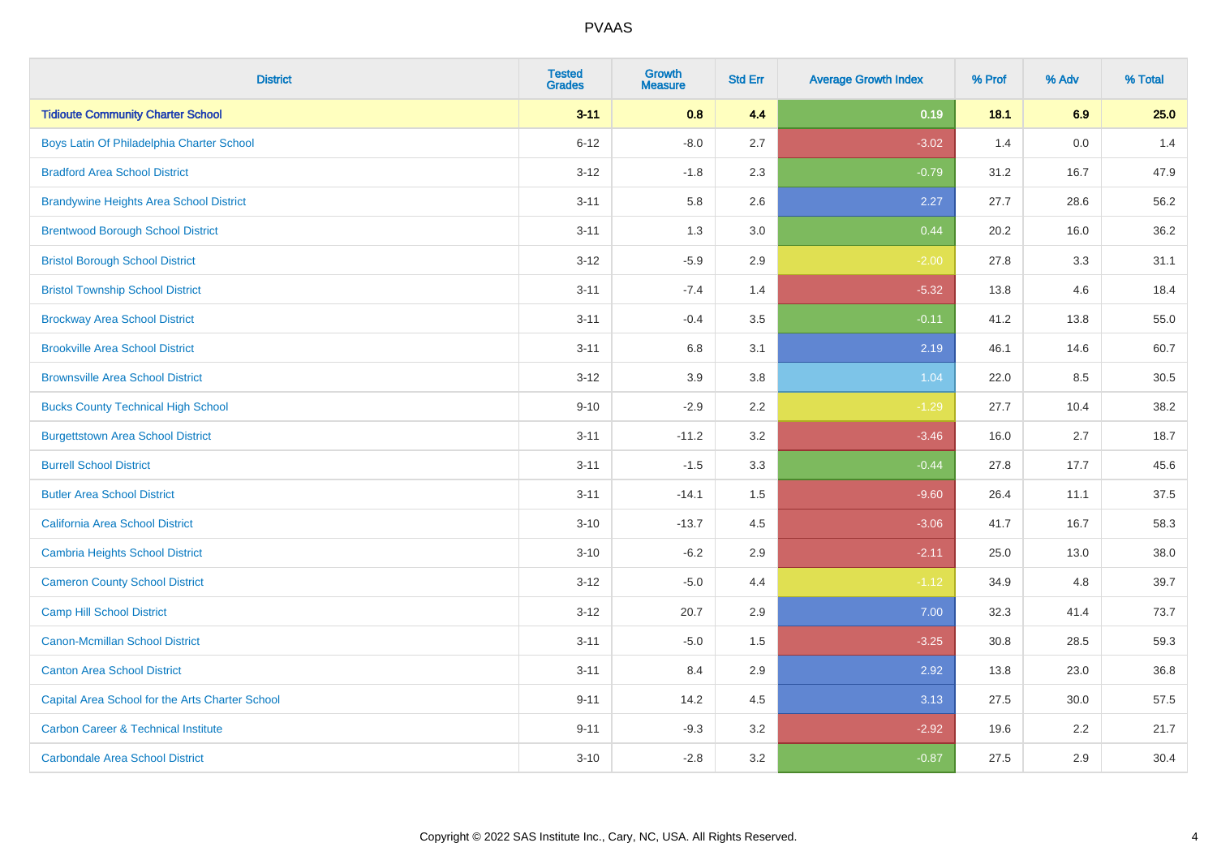# PVAAS

| District | Tested Grades | Growth Measure | Std Err | Average Growth Index | % Prof | % Adv | % Total |
|---|---|---|---|---|---|---|---|
| **Tidioute Community Charter School** | **3-11** | **0.8** | **4.4** | **0.19** | **18.1** | **6.9** | **25.0** |
| Boys Latin Of Philadelphia Charter School | 6-12 | -8.0 | 2.7 | -3.02 | 1.4 | 0.0 | 1.4 |
| Bradford Area School District | 3-12 | -1.8 | 2.3 | -0.79 | 31.2 | 16.7 | 47.9 |
| Brandywine Heights Area School District | 3-11 | 5.8 | 2.6 | 2.27 | 27.7 | 28.6 | 56.2 |
| Brentwood Borough School District | 3-11 | 1.3 | 3.0 | 0.44 | 20.2 | 16.0 | 36.2 |
| Bristol Borough School District | 3-12 | -5.9 | 2.9 | -2.00 | 27.8 | 3.3 | 31.1 |
| Bristol Township School District | 3-11 | -7.4 | 1.4 | -5.32 | 13.8 | 4.6 | 18.4 |
| Brockway Area School District | 3-11 | -0.4 | 3.5 | -0.11 | 41.2 | 13.8 | 55.0 |
| Brookville Area School District | 3-11 | 6.8 | 3.1 | 2.19 | 46.1 | 14.6 | 60.7 |
| Brownsville Area School District | 3-12 | 3.9 | 3.8 | 1.04 | 22.0 | 8.5 | 30.5 |
| Bucks County Technical High School | 9-10 | -2.9 | 2.2 | -1.29 | 27.7 | 10.4 | 38.2 |
| Burgettstown Area School District | 3-11 | -11.2 | 3.2 | -3.46 | 16.0 | 2.7 | 18.7 |
| Burrell School District | 3-11 | -1.5 | 3.3 | -0.44 | 27.8 | 17.7 | 45.6 |
| Butler Area School District | 3-11 | -14.1 | 1.5 | -9.60 | 26.4 | 11.1 | 37.5 |
| California Area School District | 3-10 | -13.7 | 4.5 | -3.06 | 41.7 | 16.7 | 58.3 |
| Cambria Heights School District | 3-10 | -6.2 | 2.9 | -2.11 | 25.0 | 13.0 | 38.0 |
| Cameron County School District | 3-12 | -5.0 | 4.4 | -1.12 | 34.9 | 4.8 | 39.7 |
| Camp Hill School District | 3-12 | 20.7 | 2.9 | 7.00 | 32.3 | 41.4 | 73.7 |
| Canon-Mcmillan School District | 3-11 | -5.0 | 1.5 | -3.25 | 30.8 | 28.5 | 59.3 |
| Canton Area School District | 3-11 | 8.4 | 2.9 | 2.92 | 13.8 | 23.0 | 36.8 |
| Capital Area School for the Arts Charter School | 9-11 | 14.2 | 4.5 | 3.13 | 27.5 | 30.0 | 57.5 |
| Carbon Career & Technical Institute | 9-11 | -9.3 | 3.2 | -2.92 | 19.6 | 2.2 | 21.7 |
| Carbondale Area School District | 3-10 | -2.8 | 3.2 | -0.87 | 27.5 | 2.9 | 30.4 |

Copyright © 2022 SAS Institute Inc., Cary, NC, USA. All Rights Reserved.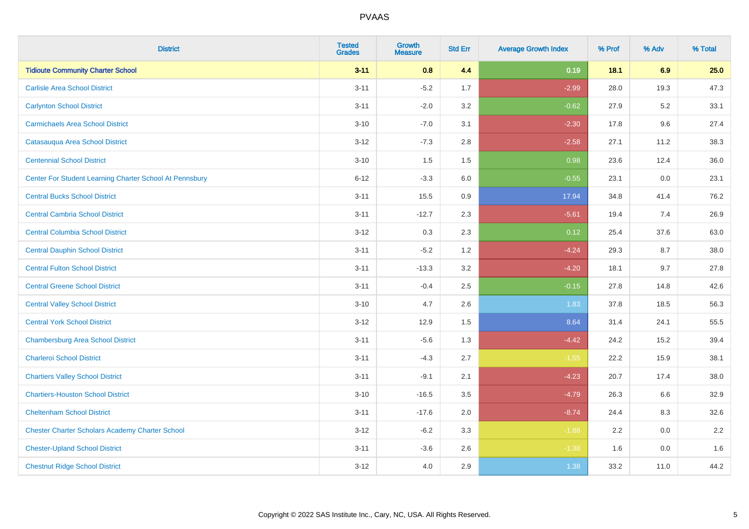| District | Tested Grades | Growth Measure | Std Err | Average Growth Index | % Prof | % Adv | % Total |
|---|---|---|---|---|---|---|---|
| **Tidioute Community Charter School** | **3-11** | **0.8** | **4.4** | **0.19** | **18.1** | **6.9** | **25.0** |
| Carlisle Area School District | 3-11 | -5.2 | 1.7 | -2.99 | 28.0 | 19.3 | 47.3 |
| Carlynton School District | 3-11 | -2.0 | 3.2 | -0.62 | 27.9 | 5.2 | 33.1 |
| Carmichaels Area School District | 3-10 | -7.0 | 3.1 | -2.30 | 17.8 | 9.6 | 27.4 |
| Catasauqua Area School District | 3-12 | -7.3 | 2.8 | -2.58 | 27.1 | 11.2 | 38.3 |
| Centennial School District | 3-10 | 1.5 | 1.5 | 0.98 | 23.6 | 12.4 | 36.0 |
| Center For Student Learning Charter School At Pennsbury | 6-12 | -3.3 | 6.0 | -0.55 | 23.1 | 0.0 | 23.1 |
| Central Bucks School District | 3-11 | 15.5 | 0.9 | 17.94 | 34.8 | 41.4 | 76.2 |
| Central Cambria School District | 3-11 | -12.7 | 2.3 | -5.61 | 19.4 | 7.4 | 26.9 |
| Central Columbia School District | 3-12 | 0.3 | 2.3 | 0.12 | 25.4 | 37.6 | 63.0 |
| Central Dauphin School District | 3-11 | -5.2 | 1.2 | -4.24 | 29.3 | 8.7 | 38.0 |
| Central Fulton School District | 3-11 | -13.3 | 3.2 | -4.20 | 18.1 | 9.7 | 27.8 |
| Central Greene School District | 3-11 | -0.4 | 2.5 | -0.15 | 27.8 | 14.8 | 42.6 |
| Central Valley School District | 3-10 | 4.7 | 2.6 | 1.83 | 37.8 | 18.5 | 56.3 |
| Central York School District | 3-12 | 12.9 | 1.5 | 8.64 | 31.4 | 24.1 | 55.5 |
| Chambersburg Area School District | 3-11 | -5.6 | 1.3 | -4.42 | 24.2 | 15.2 | 39.4 |
| Charleroi School District | 3-11 | -4.3 | 2.7 | -1.55 | 22.2 | 15.9 | 38.1 |
| Chartiers Valley School District | 3-11 | -9.1 | 2.1 | -4.23 | 20.7 | 17.4 | 38.0 |
| Chartiers-Houston School District | 3-10 | -16.5 | 3.5 | -4.79 | 26.3 | 6.6 | 32.9 |
| Cheltenham School District | 3-11 | -17.6 | 2.0 | -8.74 | 24.4 | 8.3 | 32.6 |
| Chester Charter Scholars Academy Charter School | 3-12 | -6.2 | 3.3 | -1.88 | 2.2 | 0.0 | 2.2 |
| Chester-Upland School District | 3-11 | -3.6 | 2.6 | -1.38 | 1.6 | 0.0 | 1.6 |
| Chestnut Ridge School District | 3-12 | 4.0 | 2.9 | 1.38 | 33.2 | 11.0 | 44.2 |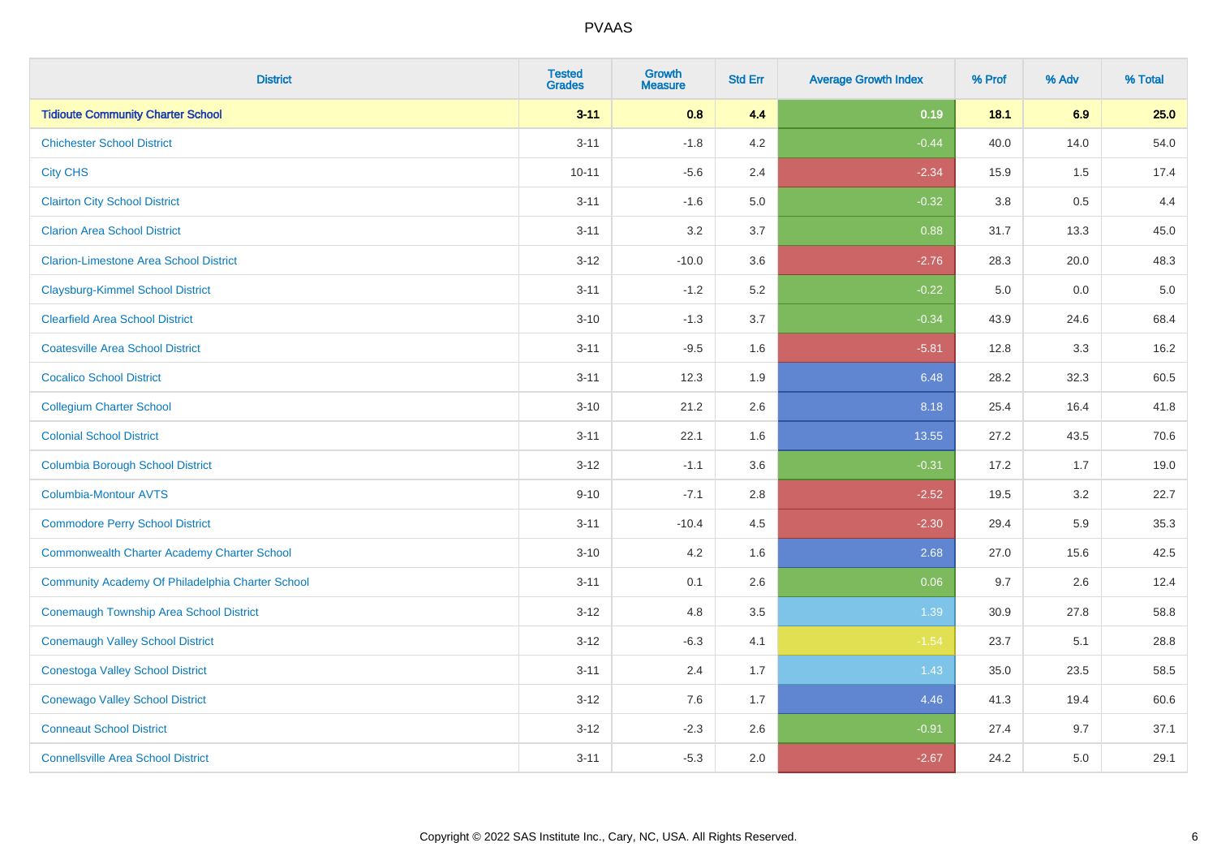| District | Tested Grades | Growth Measure | Std Err | Average Growth Index | % Prof | % Adv | % Total |
|---|---|---|---|---|---|---|---|
| **Tidioute Community Charter School** | **3-11** | **0.8** | **4.4** | **0.19** | **18.1** | **6.9** | **25.0** |
| Chichester School District | 3-11 | -1.8 | 4.2 | -0.44 | 40.0 | 14.0 | 54.0 |
| City CHS | 10-11 | -5.6 | 2.4 | -2.34 | 15.9 | 1.5 | 17.4 |
| Clairton City School District | 3-11 | -1.6 | 5.0 | -0.32 | 3.8 | 0.5 | 4.4 |
| Clarion Area School District | 3-11 | 3.2 | 3.7 | 0.88 | 31.7 | 13.3 | 45.0 |
| Clarion-Limestone Area School District | 3-12 | -10.0 | 3.6 | -2.76 | 28.3 | 20.0 | 48.3 |
| Claysburg-Kimmel School District | 3-11 | -1.2 | 5.2 | -0.22 | 5.0 | 0.0 | 5.0 |
| Clearfield Area School District | 3-10 | -1.3 | 3.7 | -0.34 | 43.9 | 24.6 | 68.4 |
| Coatesville Area School District | 3-11 | -9.5 | 1.6 | -5.81 | 12.8 | 3.3 | 16.2 |
| Cocalico School District | 3-11 | 12.3 | 1.9 | 6.48 | 28.2 | 32.3 | 60.5 |
| Collegium Charter School | 3-10 | 21.2 | 2.6 | 8.18 | 25.4 | 16.4 | 41.8 |
| Colonial School District | 3-11 | 22.1 | 1.6 | 13.55 | 27.2 | 43.5 | 70.6 |
| Columbia Borough School District | 3-12 | -1.1 | 3.6 | -0.31 | 17.2 | 1.7 | 19.0 |
| Columbia-Montour AVTS | 9-10 | -7.1 | 2.8 | -2.52 | 19.5 | 3.2 | 22.7 |
| Commodore Perry School District | 3-11 | -10.4 | 4.5 | -2.30 | 29.4 | 5.9 | 35.3 |
| Commonwealth Charter Academy Charter School | 3-10 | 4.2 | 1.6 | 2.68 | 27.0 | 15.6 | 42.5 |
| Community Academy Of Philadelphia Charter School | 3-11 | 0.1 | 2.6 | 0.06 | 9.7 | 2.6 | 12.4 |
| Conemaugh Township Area School District | 3-12 | 4.8 | 3.5 | 1.39 | 30.9 | 27.8 | 58.8 |
| Conemaugh Valley School District | 3-12 | -6.3 | 4.1 | -1.54 | 23.7 | 5.1 | 28.8 |
| Conestoga Valley School District | 3-11 | 2.4 | 1.7 | 1.43 | 35.0 | 23.5 | 58.5 |
| Conewago Valley School District | 3-12 | 7.6 | 1.7 | 4.46 | 41.3 | 19.4 | 60.6 |
| Conneaut School District | 3-12 | -2.3 | 2.6 | -0.91 | 27.4 | 9.7 | 37.1 |
| Connellsville Area School District | 3-11 | -5.3 | 2.0 | -2.67 | 24.2 | 5.0 | 29.1 |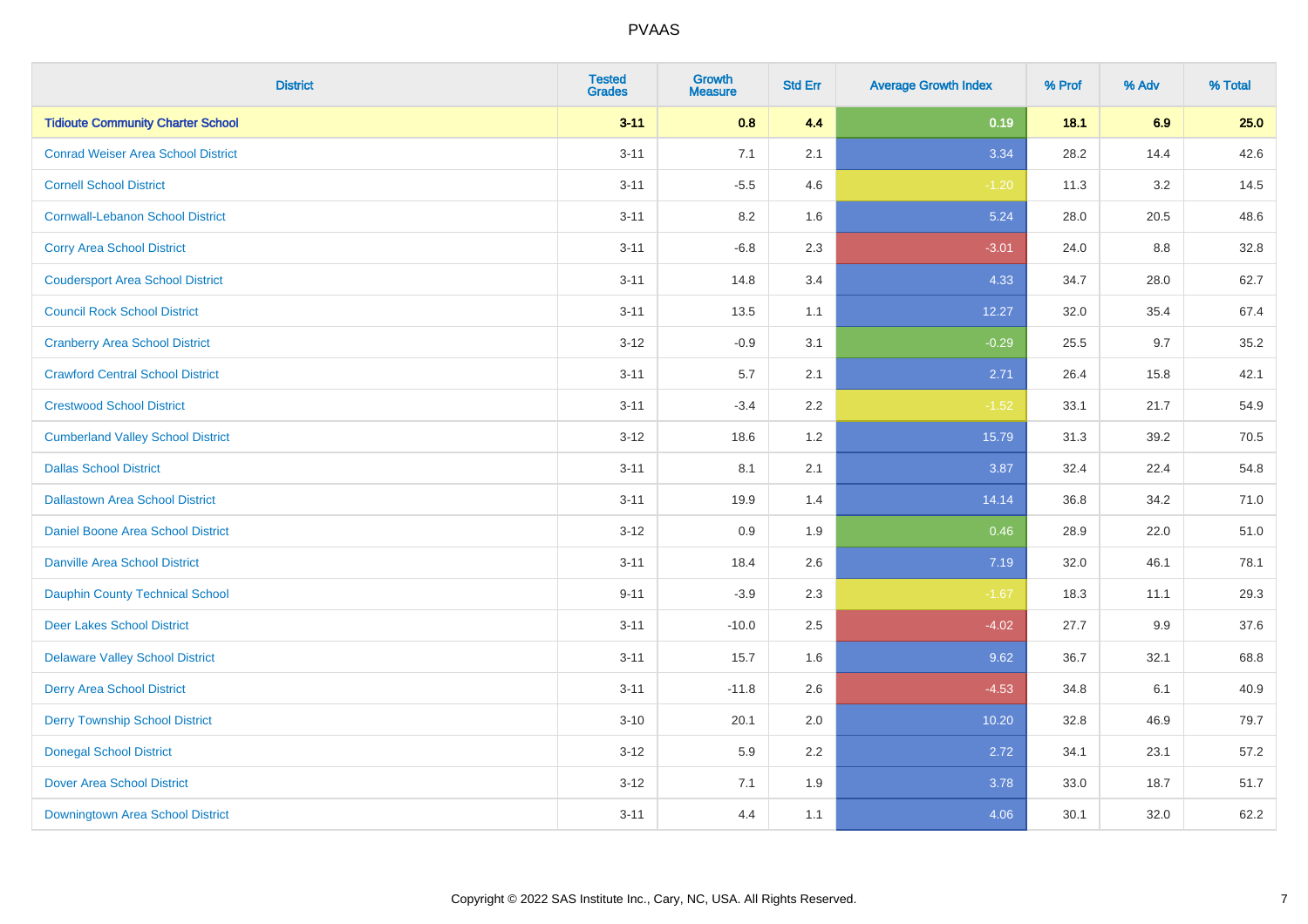| District | Tested Grades | Growth Measure | Std Err | Average Growth Index | % Prof | % Adv | % Total |
|---|---|---|---|---|---|---|---|
| **Tidioute Community Charter School** | **3-11** | **0.8** | **4.4** | **0.19** | **18.1** | **6.9** | **25.0** |
| Conrad Weiser Area School District | 3-11 | 7.1 | 2.1 | 3.34 | 28.2 | 14.4 | 42.6 |
| Cornell School District | 3-11 | -5.5 | 4.6 | -1.20 | 11.3 | 3.2 | 14.5 |
| Cornwall-Lebanon School District | 3-11 | 8.2 | 1.6 | 5.24 | 28.0 | 20.5 | 48.6 |
| Corry Area School District | 3-11 | -6.8 | 2.3 | -3.01 | 24.0 | 8.8 | 32.8 |
| Coudersport Area School District | 3-11 | 14.8 | 3.4 | 4.33 | 34.7 | 28.0 | 62.7 |
| Council Rock School District | 3-11 | 13.5 | 1.1 | 12.27 | 32.0 | 35.4 | 67.4 |
| Cranberry Area School District | 3-12 | -0.9 | 3.1 | -0.29 | 25.5 | 9.7 | 35.2 |
| Crawford Central School District | 3-11 | 5.7 | 2.1 | 2.71 | 26.4 | 15.8 | 42.1 |
| Crestwood School District | 3-11 | -3.4 | 2.2 | -1.52 | 33.1 | 21.7 | 54.9 |
| Cumberland Valley School District | 3-12 | 18.6 | 1.2 | 15.79 | 31.3 | 39.2 | 70.5 |
| Dallas School District | 3-11 | 8.1 | 2.1 | 3.87 | 32.4 | 22.4 | 54.8 |
| Dallastown Area School District | 3-11 | 19.9 | 1.4 | 14.14 | 36.8 | 34.2 | 71.0 |
| Daniel Boone Area School District | 3-12 | 0.9 | 1.9 | 0.46 | 28.9 | 22.0 | 51.0 |
| Danville Area School District | 3-11 | 18.4 | 2.6 | 7.19 | 32.0 | 46.1 | 78.1 |
| Dauphin County Technical School | 9-11 | -3.9 | 2.3 | -1.67 | 18.3 | 11.1 | 29.3 |
| Deer Lakes School District | 3-11 | -10.0 | 2.5 | -4.02 | 27.7 | 9.9 | 37.6 |
| Delaware Valley School District | 3-11 | 15.7 | 1.6 | 9.62 | 36.7 | 32.1 | 68.8 |
| Derry Area School District | 3-11 | -11.8 | 2.6 | -4.53 | 34.8 | 6.1 | 40.9 |
| Derry Township School District | 3-10 | 20.1 | 2.0 | 10.20 | 32.8 | 46.9 | 79.7 |
| Donegal School District | 3-12 | 5.9 | 2.2 | 2.72 | 34.1 | 23.1 | 57.2 |
| Dover Area School District | 3-12 | 7.1 | 1.9 | 3.78 | 33.0 | 18.7 | 51.7 |
| Downingtown Area School District | 3-11 | 4.4 | 1.1 | 4.06 | 30.1 | 32.0 | 62.2 |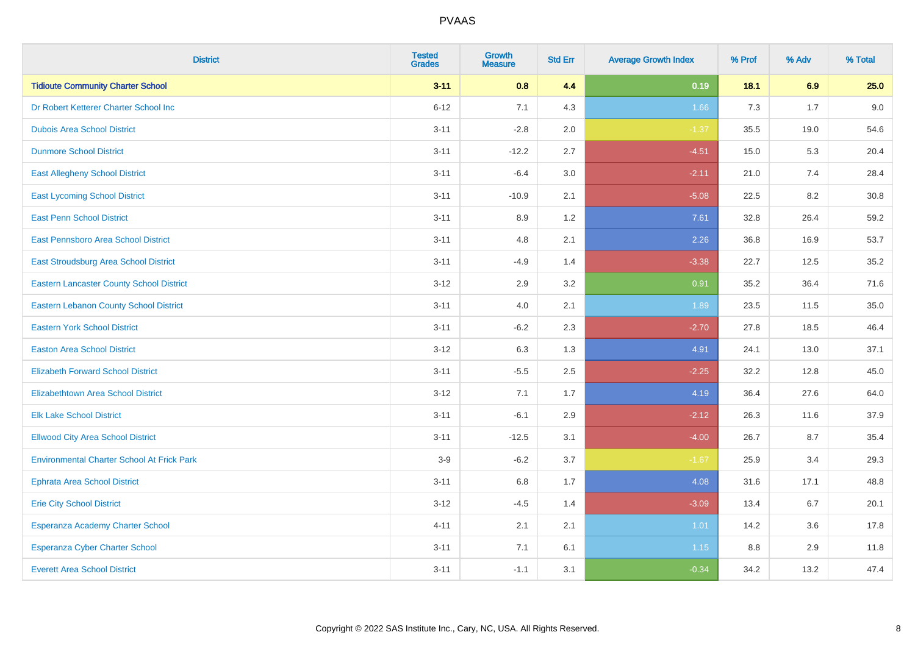| District | Tested Grades | Growth Measure | Std Err | Average Growth Index | % Prof | % Adv | % Total |
|---|---|---|---|---|---|---|---|
| **Tidioute Community Charter School** | **3-11** | **0.8** | **4.4** | **0.19** | **18.1** | **6.9** | **25.0** |
| Dr Robert Ketterer Charter School Inc | 6-12 | 7.1 | 4.3 | 1.66 | 7.3 | 1.7 | 9.0 |
| Dubois Area School District | 3-11 | -2.8 | 2.0 | -1.37 | 35.5 | 19.0 | 54.6 |
| Dunmore School District | 3-11 | -12.2 | 2.7 | -4.51 | 15.0 | 5.3 | 20.4 |
| East Allegheny School District | 3-11 | -6.4 | 3.0 | -2.11 | 21.0 | 7.4 | 28.4 |
| East Lycoming School District | 3-11 | -10.9 | 2.1 | -5.08 | 22.5 | 8.2 | 30.8 |
| East Penn School District | 3-11 | 8.9 | 1.2 | 7.61 | 32.8 | 26.4 | 59.2 |
| East Pennsboro Area School District | 3-11 | 4.8 | 2.1 | 2.26 | 36.8 | 16.9 | 53.7 |
| East Stroudsburg Area School District | 3-11 | -4.9 | 1.4 | -3.38 | 22.7 | 12.5 | 35.2 |
| Eastern Lancaster County School District | 3-12 | 2.9 | 3.2 | 0.91 | 35.2 | 36.4 | 71.6 |
| Eastern Lebanon County School District | 3-11 | 4.0 | 2.1 | 1.89 | 23.5 | 11.5 | 35.0 |
| Eastern York School District | 3-11 | -6.2 | 2.3 | -2.70 | 27.8 | 18.5 | 46.4 |
| Easton Area School District | 3-12 | 6.3 | 1.3 | 4.91 | 24.1 | 13.0 | 37.1 |
| Elizabeth Forward School District | 3-11 | -5.5 | 2.5 | -2.25 | 32.2 | 12.8 | 45.0 |
| Elizabethtown Area School District | 3-12 | 7.1 | 1.7 | 4.19 | 36.4 | 27.6 | 64.0 |
| Elk Lake School District | 3-11 | -6.1 | 2.9 | -2.12 | 26.3 | 11.6 | 37.9 |
| Ellwood City Area School District | 3-11 | -12.5 | 3.1 | -4.00 | 26.7 | 8.7 | 35.4 |
| Environmental Charter School At Frick Park | 3-9 | -6.2 | 3.7 | -1.67 | 25.9 | 3.4 | 29.3 |
| Ephrata Area School District | 3-11 | 6.8 | 1.7 | 4.08 | 31.6 | 17.1 | 48.8 |
| Erie City School District | 3-12 | -4.5 | 1.4 | -3.09 | 13.4 | 6.7 | 20.1 |
| Esperanza Academy Charter School | 4-11 | 2.1 | 2.1 | 1.01 | 14.2 | 3.6 | 17.8 |
| Esperanza Cyber Charter School | 3-11 | 7.1 | 6.1 | 1.15 | 8.8 | 2.9 | 11.8 |
| Everett Area School District | 3-11 | -1.1 | 3.1 | -0.34 | 34.2 | 13.2 | 47.4 |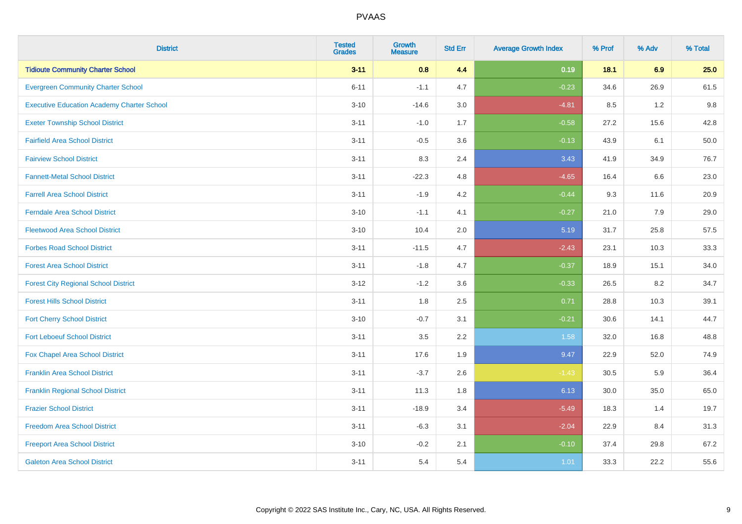# PVAAS

| District | Tested Grades | Growth Measure | Std Err | Average Growth Index | % Prof | % Adv | % Total |
|---|---|---|---|---|---|---|---|
| **Tidioute Community Charter School** | **3-11** | **0.8** | **4.4** | **0.19** | **18.1** | **6.9** | **25.0** |
| Evergreen Community Charter School | 6-11 | -1.1 | 4.7 | -0.23 | 34.6 | 26.9 | 61.5 |
| Executive Education Academy Charter School | 3-10 | -14.6 | 3.0 | -4.81 | 8.5 | 1.2 | 9.8 |
| Exeter Township School District | 3-11 | -1.0 | 1.7 | -0.58 | 27.2 | 15.6 | 42.8 |
| Fairfield Area School District | 3-11 | -0.5 | 3.6 | -0.13 | 43.9 | 6.1 | 50.0 |
| Fairview School District | 3-11 | 8.3 | 2.4 | 3.43 | 41.9 | 34.9 | 76.7 |
| Fannett-Metal School District | 3-11 | -22.3 | 4.8 | -4.65 | 16.4 | 6.6 | 23.0 |
| Farrell Area School District | 3-11 | -1.9 | 4.2 | -0.44 | 9.3 | 11.6 | 20.9 |
| Ferndale Area School District | 3-10 | -1.1 | 4.1 | -0.27 | 21.0 | 7.9 | 29.0 |
| Fleetwood Area School District | 3-10 | 10.4 | 2.0 | 5.19 | 31.7 | 25.8 | 57.5 |
| Forbes Road School District | 3-11 | -11.5 | 4.7 | -2.43 | 23.1 | 10.3 | 33.3 |
| Forest Area School District | 3-11 | -1.8 | 4.7 | -0.37 | 18.9 | 15.1 | 34.0 |
| Forest City Regional School District | 3-12 | -1.2 | 3.6 | -0.33 | 26.5 | 8.2 | 34.7 |
| Forest Hills School District | 3-11 | 1.8 | 2.5 | 0.71 | 28.8 | 10.3 | 39.1 |
| Fort Cherry School District | 3-10 | -0.7 | 3.1 | -0.21 | 30.6 | 14.1 | 44.7 |
| Fort Leboeuf School District | 3-11 | 3.5 | 2.2 | 1.58 | 32.0 | 16.8 | 48.8 |
| Fox Chapel Area School District | 3-11 | 17.6 | 1.9 | 9.47 | 22.9 | 52.0 | 74.9 |
| Franklin Area School District | 3-11 | -3.7 | 2.6 | -1.43 | 30.5 | 5.9 | 36.4 |
| Franklin Regional School District | 3-11 | 11.3 | 1.8 | 6.13 | 30.0 | 35.0 | 65.0 |
| Frazier School District | 3-11 | -18.9 | 3.4 | -5.49 | 18.3 | 1.4 | 19.7 |
| Freedom Area School District | 3-11 | -6.3 | 3.1 | -2.04 | 22.9 | 8.4 | 31.3 |
| Freeport Area School District | 3-10 | -0.2 | 2.1 | -0.10 | 37.4 | 29.8 | 67.2 |
| Galeton Area School District | 3-11 | 5.4 | 5.4 | 1.01 | 33.3 | 22.2 | 55.6 |

Copyright © 2022 SAS Institute Inc., Cary, NC, USA. All Rights Reserved.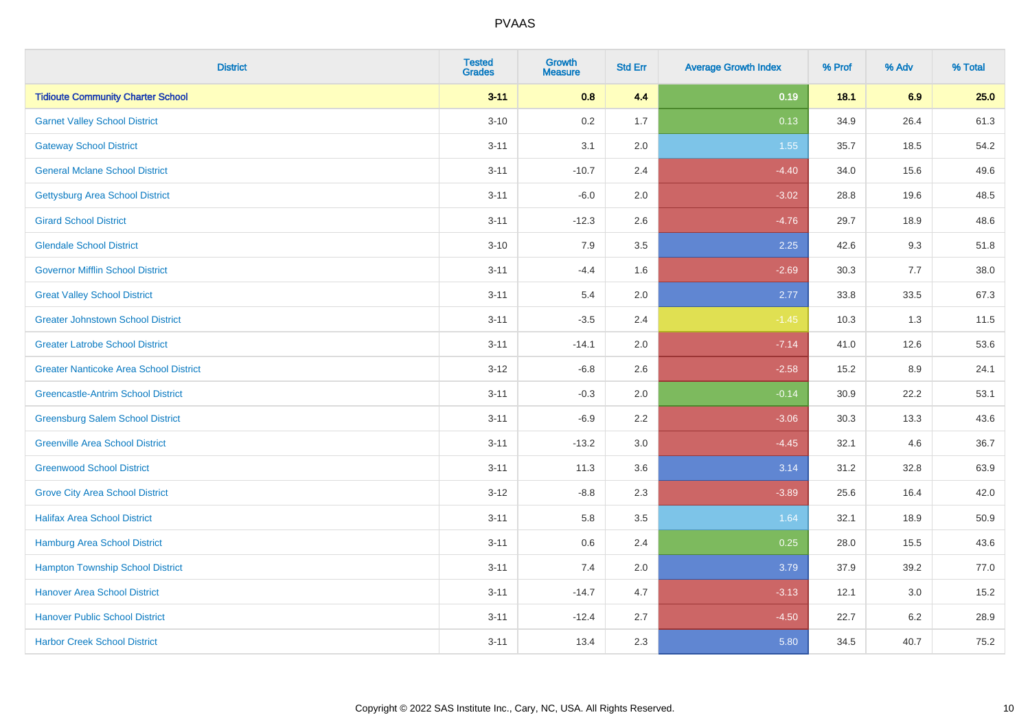| District | Tested Grades | Growth Measure | Std Err | Average Growth Index | % Prof | % Adv | % Total |
|---|---|---|---|---|---|---|---|
| **Tidioute Community Charter School** | **3-11** | **0.8** | **4.4** | **0.19** | **18.1** | **6.9** | **25.0** |
| Garnet Valley School District | 3-10 | 0.2 | 1.7 | 0.13 | 34.9 | 26.4 | 61.3 |
| Gateway School District | 3-11 | 3.1 | 2.0 | 1.55 | 35.7 | 18.5 | 54.2 |
| General Mclane School District | 3-11 | -10.7 | 2.4 | -4.40 | 34.0 | 15.6 | 49.6 |
| Gettysburg Area School District | 3-11 | -6.0 | 2.0 | -3.02 | 28.8 | 19.6 | 48.5 |
| Girard School District | 3-11 | -12.3 | 2.6 | -4.76 | 29.7 | 18.9 | 48.6 |
| Glendale School District | 3-10 | 7.9 | 3.5 | 2.25 | 42.6 | 9.3 | 51.8 |
| Governor Mifflin School District | 3-11 | -4.4 | 1.6 | -2.69 | 30.3 | 7.7 | 38.0 |
| Great Valley School District | 3-11 | 5.4 | 2.0 | 2.77 | 33.8 | 33.5 | 67.3 |
| Greater Johnstown School District | 3-11 | -3.5 | 2.4 | -1.45 | 10.3 | 1.3 | 11.5 |
| Greater Latrobe School District | 3-11 | -14.1 | 2.0 | -7.14 | 41.0 | 12.6 | 53.6 |
| Greater Nanticoke Area School District | 3-12 | -6.8 | 2.6 | -2.58 | 15.2 | 8.9 | 24.1 |
| Greencastle-Antrim School District | 3-11 | -0.3 | 2.0 | -0.14 | 30.9 | 22.2 | 53.1 |
| Greensburg Salem School District | 3-11 | -6.9 | 2.2 | -3.06 | 30.3 | 13.3 | 43.6 |
| Greenville Area School District | 3-11 | -13.2 | 3.0 | -4.45 | 32.1 | 4.6 | 36.7 |
| Greenwood School District | 3-11 | 11.3 | 3.6 | 3.14 | 31.2 | 32.8 | 63.9 |
| Grove City Area School District | 3-12 | -8.8 | 2.3 | -3.89 | 25.6 | 16.4 | 42.0 |
| Halifax Area School District | 3-11 | 5.8 | 3.5 | 1.64 | 32.1 | 18.9 | 50.9 |
| Hamburg Area School District | 3-11 | 0.6 | 2.4 | 0.25 | 28.0 | 15.5 | 43.6 |
| Hampton Township School District | 3-11 | 7.4 | 2.0 | 3.79 | 37.9 | 39.2 | 77.0 |
| Hanover Area School District | 3-11 | -14.7 | 4.7 | -3.13 | 12.1 | 3.0 | 15.2 |
| Hanover Public School District | 3-11 | -12.4 | 2.7 | -4.50 | 22.7 | 6.2 | 28.9 |
| Harbor Creek School District | 3-11 | 13.4 | 2.3 | 5.80 | 34.5 | 40.7 | 75.2 |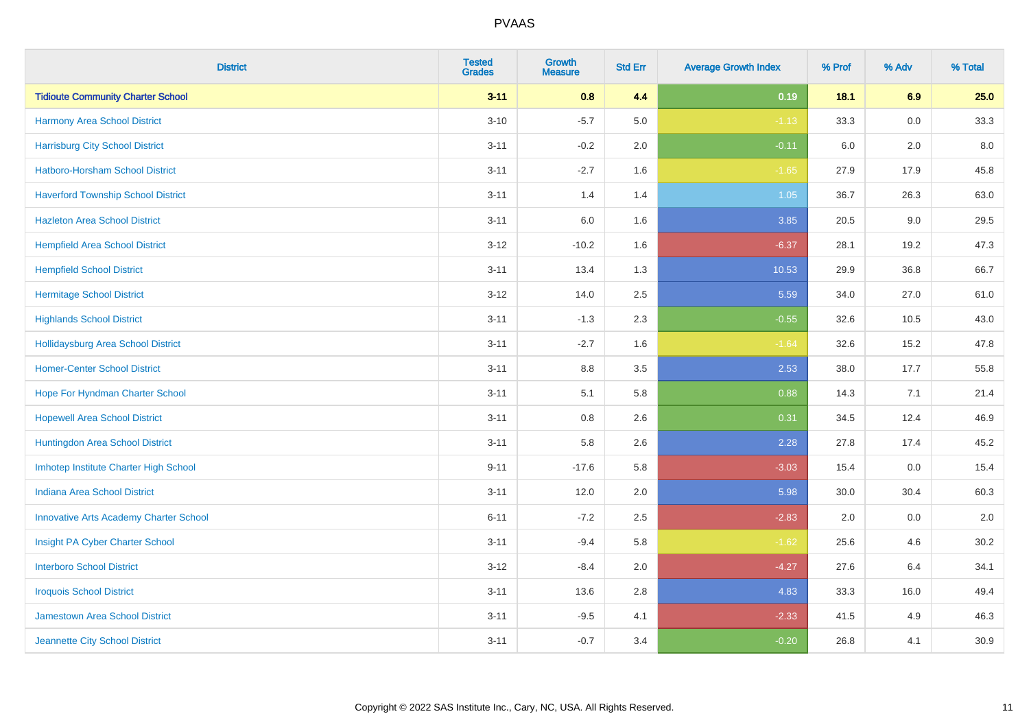| District | Tested Grades | Growth Measure | Std Err | Average Growth Index | % Prof | % Adv | % Total |
|---|---|---|---|---|---|---|---|
| **Tidioute Community Charter School** | **3-11** | **0.8** | **4.4** | **0.19** | **18.1** | **6.9** | **25.0** |
| Harmony Area School District | 3-10 | -5.7 | 5.0 | -1.13 | 33.3 | 0.0 | 33.3 |
| Harrisburg City School District | 3-11 | -0.2 | 2.0 | -0.11 | 6.0 | 2.0 | 8.0 |
| Hatboro-Horsham School District | 3-11 | -2.7 | 1.6 | -1.65 | 27.9 | 17.9 | 45.8 |
| Haverford Township School District | 3-11 | 1.4 | 1.4 | 1.05 | 36.7 | 26.3 | 63.0 |
| Hazleton Area School District | 3-11 | 6.0 | 1.6 | 3.85 | 20.5 | 9.0 | 29.5 |
| Hempfield Area School District | 3-12 | -10.2 | 1.6 | -6.37 | 28.1 | 19.2 | 47.3 |
| Hempfield School District | 3-11 | 13.4 | 1.3 | 10.53 | 29.9 | 36.8 | 66.7 |
| Hermitage School District | 3-12 | 14.0 | 2.5 | 5.59 | 34.0 | 27.0 | 61.0 |
| Highlands School District | 3-11 | -1.3 | 2.3 | -0.55 | 32.6 | 10.5 | 43.0 |
| Hollidaysburg Area School District | 3-11 | -2.7 | 1.6 | -1.64 | 32.6 | 15.2 | 47.8 |
| Homer-Center School District | 3-11 | 8.8 | 3.5 | 2.53 | 38.0 | 17.7 | 55.8 |
| Hope For Hyndman Charter School | 3-11 | 5.1 | 5.8 | 0.88 | 14.3 | 7.1 | 21.4 |
| Hopewell Area School District | 3-11 | 0.8 | 2.6 | 0.31 | 34.5 | 12.4 | 46.9 |
| Huntingdon Area School District | 3-11 | 5.8 | 2.6 | 2.28 | 27.8 | 17.4 | 45.2 |
| Imhotep Institute Charter High School | 9-11 | -17.6 | 5.8 | -3.03 | 15.4 | 0.0 | 15.4 |
| Indiana Area School District | 3-11 | 12.0 | 2.0 | 5.98 | 30.0 | 30.4 | 60.3 |
| Innovative Arts Academy Charter School | 6-11 | -7.2 | 2.5 | -2.83 | 2.0 | 0.0 | 2.0 |
| Insight PA Cyber Charter School | 3-11 | -9.4 | 5.8 | -1.62 | 25.6 | 4.6 | 30.2 |
| Interboro School District | 3-12 | -8.4 | 2.0 | -4.27 | 27.6 | 6.4 | 34.1 |
| Iroquois School District | 3-11 | 13.6 | 2.8 | 4.83 | 33.3 | 16.0 | 49.4 |
| Jamestown Area School District | 3-11 | -9.5 | 4.1 | -2.33 | 41.5 | 4.9 | 46.3 |
| Jeannette City School District | 3-11 | -0.7 | 3.4 | -0.20 | 26.8 | 4.1 | 30.9 |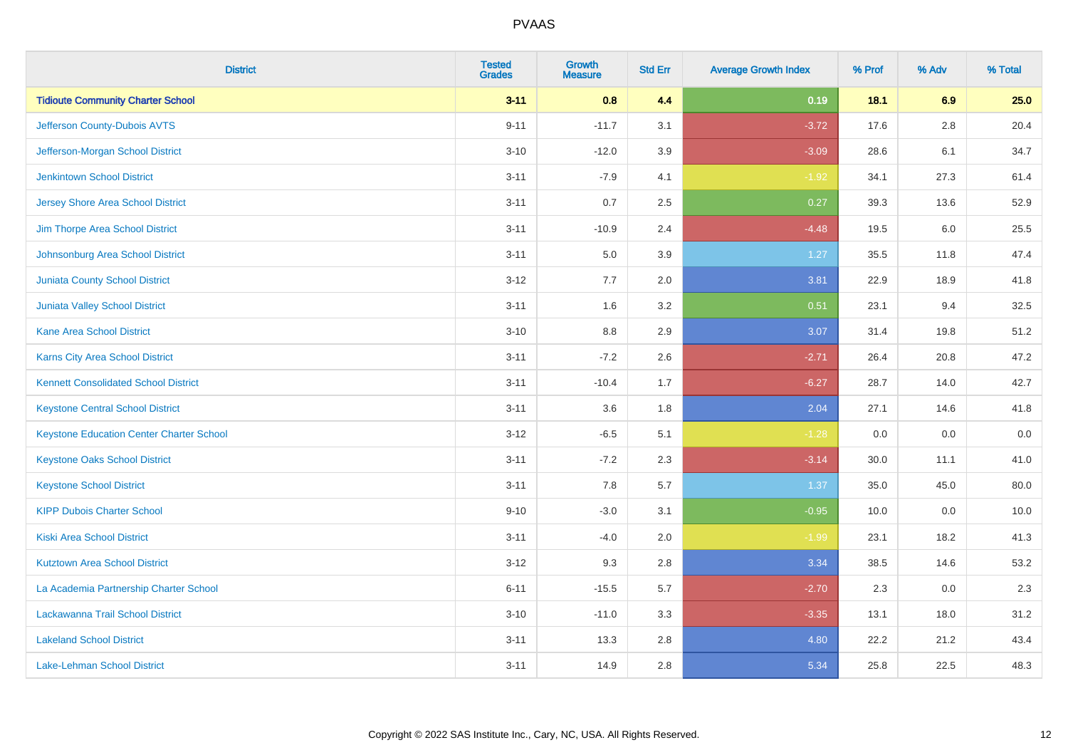# PVAAS

| District | Tested Grades | Growth Measure | Std Err | Average Growth Index | % Prof | % Adv | % Total |
|---|---|---|---|---|---|---|---|
| **Tidioute Community Charter School** | **3-11** | **0.8** | **4.4** | **0.19** | **18.1** | **6.9** | **25.0** |
| Jefferson County-Dubois AVTS | 9-11 | -11.7 | 3.1 | -3.72 | 17.6 | 2.8 | 20.4 |
| Jefferson-Morgan School District | 3-10 | -12.0 | 3.9 | -3.09 | 28.6 | 6.1 | 34.7 |
| Jenkintown School District | 3-11 | -7.9 | 4.1 | -1.92 | 34.1 | 27.3 | 61.4 |
| Jersey Shore Area School District | 3-11 | 0.7 | 2.5 | 0.27 | 39.3 | 13.6 | 52.9 |
| Jim Thorpe Area School District | 3-11 | -10.9 | 2.4 | -4.48 | 19.5 | 6.0 | 25.5 |
| Johnsonburg Area School District | 3-11 | 5.0 | 3.9 | 1.27 | 35.5 | 11.8 | 47.4 |
| Juniata County School District | 3-12 | 7.7 | 2.0 | 3.81 | 22.9 | 18.9 | 41.8 |
| Juniata Valley School District | 3-11 | 1.6 | 3.2 | 0.51 | 23.1 | 9.4 | 32.5 |
| Kane Area School District | 3-10 | 8.8 | 2.9 | 3.07 | 31.4 | 19.8 | 51.2 |
| Karns City Area School District | 3-11 | -7.2 | 2.6 | -2.71 | 26.4 | 20.8 | 47.2 |
| Kennett Consolidated School District | 3-11 | -10.4 | 1.7 | -6.27 | 28.7 | 14.0 | 42.7 |
| Keystone Central School District | 3-11 | 3.6 | 1.8 | 2.04 | 27.1 | 14.6 | 41.8 |
| Keystone Education Center Charter School | 3-12 | -6.5 | 5.1 | -1.28 | 0.0 | 0.0 | 0.0 |
| Keystone Oaks School District | 3-11 | -7.2 | 2.3 | -3.14 | 30.0 | 11.1 | 41.0 |
| Keystone School District | 3-11 | 7.8 | 5.7 | 1.37 | 35.0 | 45.0 | 80.0 |
| KIPP Dubois Charter School | 9-10 | -3.0 | 3.1 | -0.95 | 10.0 | 0.0 | 10.0 |
| Kiski Area School District | 3-11 | -4.0 | 2.0 | -1.99 | 23.1 | 18.2 | 41.3 |
| Kutztown Area School District | 3-12 | 9.3 | 2.8 | 3.34 | 38.5 | 14.6 | 53.2 |
| La Academia Partnership Charter School | 6-11 | -15.5 | 5.7 | -2.70 | 2.3 | 0.0 | 2.3 |
| Lackawanna Trail School District | 3-10 | -11.0 | 3.3 | -3.35 | 13.1 | 18.0 | 31.2 |
| Lakeland School District | 3-11 | 13.3 | 2.8 | 4.80 | 22.2 | 21.2 | 43.4 |
| Lake-Lehman School District | 3-11 | 14.9 | 2.8 | 5.34 | 25.8 | 22.5 | 48.3 |

Copyright © 2022 SAS Institute Inc., Cary, NC, USA. All Rights Reserved.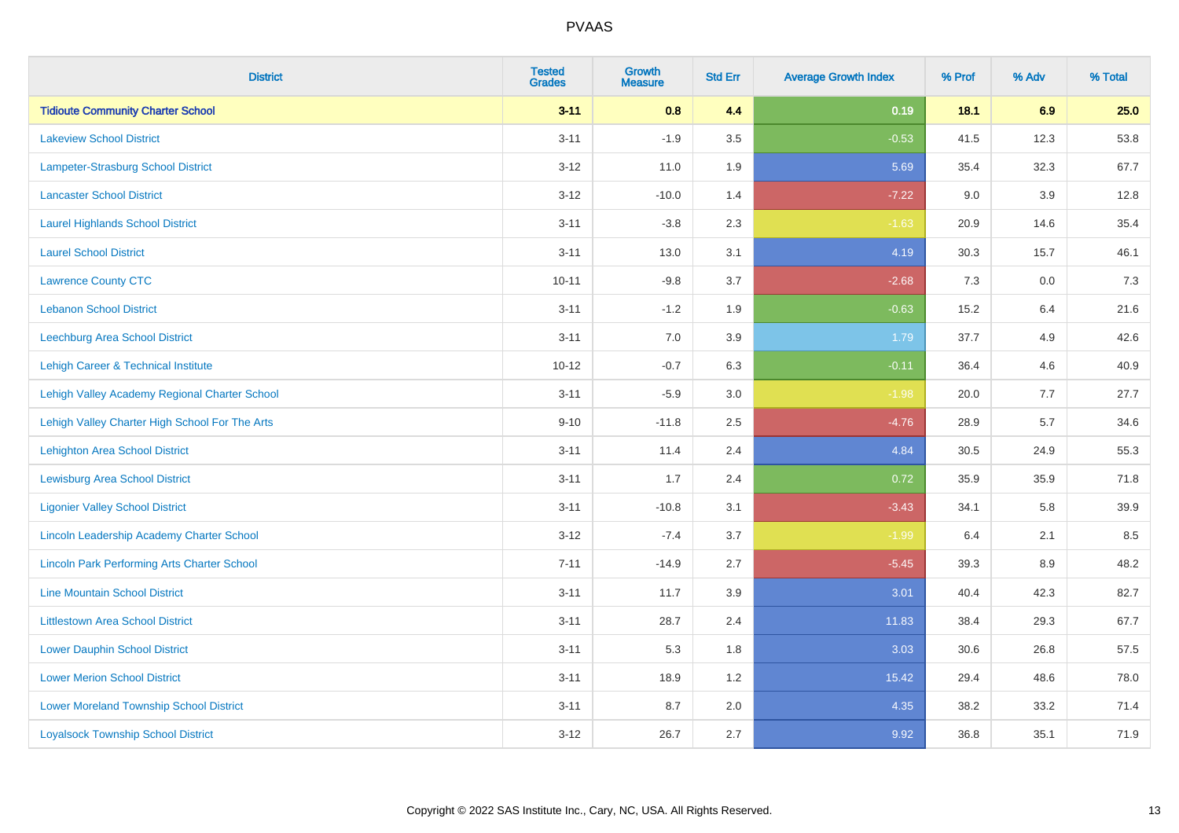# PVAAS

| District | Tested Grades | Growth Measure | Std Err | Average Growth Index | % Prof | % Adv | % Total |
|---|---|---|---|---|---|---|---|
| **Tidioute Community Charter School** | **3-11** | **0.8** | **4.4** | **0.19** | **18.1** | **6.9** | **25.0** |
| Lakeview School District | 3-11 | -1.9 | 3.5 | -0.53 | 41.5 | 12.3 | 53.8 |
| Lampeter-Strasburg School District | 3-12 | 11.0 | 1.9 | 5.69 | 35.4 | 32.3 | 67.7 |
| Lancaster School District | 3-12 | -10.0 | 1.4 | -7.22 | 9.0 | 3.9 | 12.8 |
| Laurel Highlands School District | 3-11 | -3.8 | 2.3 | -1.63 | 20.9 | 14.6 | 35.4 |
| Laurel School District | 3-11 | 13.0 | 3.1 | 4.19 | 30.3 | 15.7 | 46.1 |
| Lawrence County CTC | 10-11 | -9.8 | 3.7 | -2.68 | 7.3 | 0.0 | 7.3 |
| Lebanon School District | 3-11 | -1.2 | 1.9 | -0.63 | 15.2 | 6.4 | 21.6 |
| Leechburg Area School District | 3-11 | 7.0 | 3.9 | 1.79 | 37.7 | 4.9 | 42.6 |
| Lehigh Career & Technical Institute | 10-12 | -0.7 | 6.3 | -0.11 | 36.4 | 4.6 | 40.9 |
| Lehigh Valley Academy Regional Charter School | 3-11 | -5.9 | 3.0 | -1.98 | 20.0 | 7.7 | 27.7 |
| Lehigh Valley Charter High School For The Arts | 9-10 | -11.8 | 2.5 | -4.76 | 28.9 | 5.7 | 34.6 |
| Lehighton Area School District | 3-11 | 11.4 | 2.4 | 4.84 | 30.5 | 24.9 | 55.3 |
| Lewisburg Area School District | 3-11 | 1.7 | 2.4 | 0.72 | 35.9 | 35.9 | 71.8 |
| Ligonier Valley School District | 3-11 | -10.8 | 3.1 | -3.43 | 34.1 | 5.8 | 39.9 |
| Lincoln Leadership Academy Charter School | 3-12 | -7.4 | 3.7 | -1.99 | 6.4 | 2.1 | 8.5 |
| Lincoln Park Performing Arts Charter School | 7-11 | -14.9 | 2.7 | -5.45 | 39.3 | 8.9 | 48.2 |
| Line Mountain School District | 3-11 | 11.7 | 3.9 | 3.01 | 40.4 | 42.3 | 82.7 |
| Littlestown Area School District | 3-11 | 28.7 | 2.4 | 11.83 | 38.4 | 29.3 | 67.7 |
| Lower Dauphin School District | 3-11 | 5.3 | 1.8 | 3.03 | 30.6 | 26.8 | 57.5 |
| Lower Merion School District | 3-11 | 18.9 | 1.2 | 15.42 | 29.4 | 48.6 | 78.0 |
| Lower Moreland Township School District | 3-11 | 8.7 | 2.0 | 4.35 | 38.2 | 33.2 | 71.4 |
| Loyalsock Township School District | 3-12 | 26.7 | 2.7 | 9.92 | 36.8 | 35.1 | 71.9 |

Copyright © 2022 SAS Institute Inc., Cary, NC, USA. All Rights Reserved.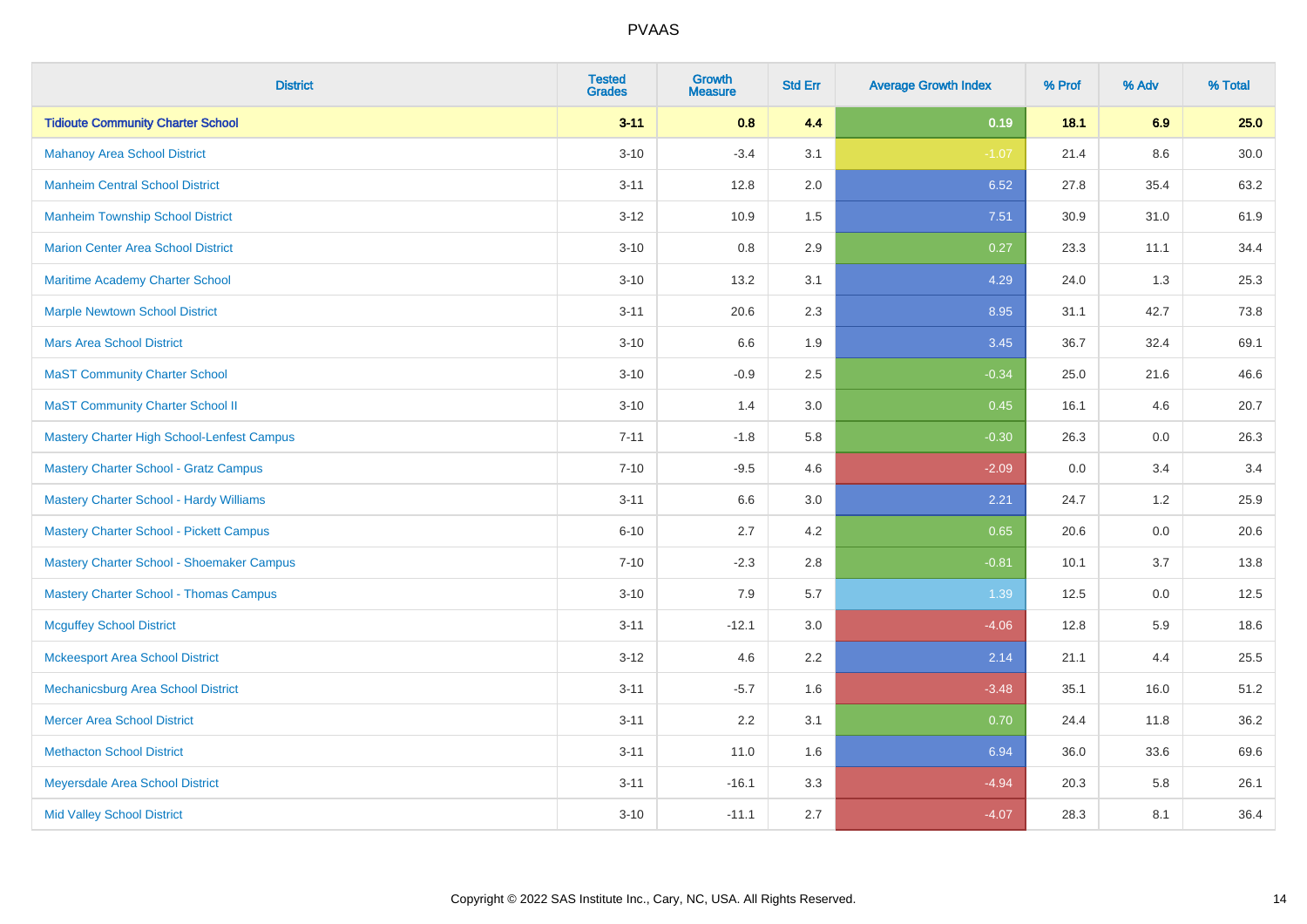# PVAAS

| District | Tested Grades | Growth Measure | Std Err | Average Growth Index | % Prof | % Adv | % Total |
|---|---|---|---|---|---|---|---|
| **Tidioute Community Charter School** | **3-11** | **0.8** | **4.4** | **0.19** | **18.1** | **6.9** | **25.0** |
| Mahanoy Area School District | 3-10 | -3.4 | 3.1 | -1.07 | 21.4 | 8.6 | 30.0 |
| Manheim Central School District | 3-11 | 12.8 | 2.0 | 6.52 | 27.8 | 35.4 | 63.2 |
| Manheim Township School District | 3-12 | 10.9 | 1.5 | 7.51 | 30.9 | 31.0 | 61.9 |
| Marion Center Area School District | 3-10 | 0.8 | 2.9 | 0.27 | 23.3 | 11.1 | 34.4 |
| Maritime Academy Charter School | 3-10 | 13.2 | 3.1 | 4.29 | 24.0 | 1.3 | 25.3 |
| Marple Newtown School District | 3-11 | 20.6 | 2.3 | 8.95 | 31.1 | 42.7 | 73.8 |
| Mars Area School District | 3-10 | 6.6 | 1.9 | 3.45 | 36.7 | 32.4 | 69.1 |
| MaST Community Charter School | 3-10 | -0.9 | 2.5 | -0.34 | 25.0 | 21.6 | 46.6 |
| MaST Community Charter School II | 3-10 | 1.4 | 3.0 | 0.45 | 16.1 | 4.6 | 20.7 |
| Mastery Charter High School-Lenfest Campus | 7-11 | -1.8 | 5.8 | -0.30 | 26.3 | 0.0 | 26.3 |
| Mastery Charter School - Gratz Campus | 7-10 | -9.5 | 4.6 | -2.09 | 0.0 | 3.4 | 3.4 |
| Mastery Charter School - Hardy Williams | 3-11 | 6.6 | 3.0 | 2.21 | 24.7 | 1.2 | 25.9 |
| Mastery Charter School - Pickett Campus | 6-10 | 2.7 | 4.2 | 0.65 | 20.6 | 0.0 | 20.6 |
| Mastery Charter School - Shoemaker Campus | 7-10 | -2.3 | 2.8 | -0.81 | 10.1 | 3.7 | 13.8 |
| Mastery Charter School - Thomas Campus | 3-10 | 7.9 | 5.7 | 1.39 | 12.5 | 0.0 | 12.5 |
| Mcguffey School District | 3-11 | -12.1 | 3.0 | -4.06 | 12.8 | 5.9 | 18.6 |
| Mckeesport Area School District | 3-12 | 4.6 | 2.2 | 2.14 | 21.1 | 4.4 | 25.5 |
| Mechanicsburg Area School District | 3-11 | -5.7 | 1.6 | -3.48 | 35.1 | 16.0 | 51.2 |
| Mercer Area School District | 3-11 | 2.2 | 3.1 | 0.70 | 24.4 | 11.8 | 36.2 |
| Methacton School District | 3-11 | 11.0 | 1.6 | 6.94 | 36.0 | 33.6 | 69.6 |
| Meyersdale Area School District | 3-11 | -16.1 | 3.3 | -4.94 | 20.3 | 5.8 | 26.1 |
| Mid Valley School District | 3-10 | -11.1 | 2.7 | -4.07 | 28.3 | 8.1 | 36.4 |

Copyright © 2022 SAS Institute Inc., Cary, NC, USA. All Rights Reserved.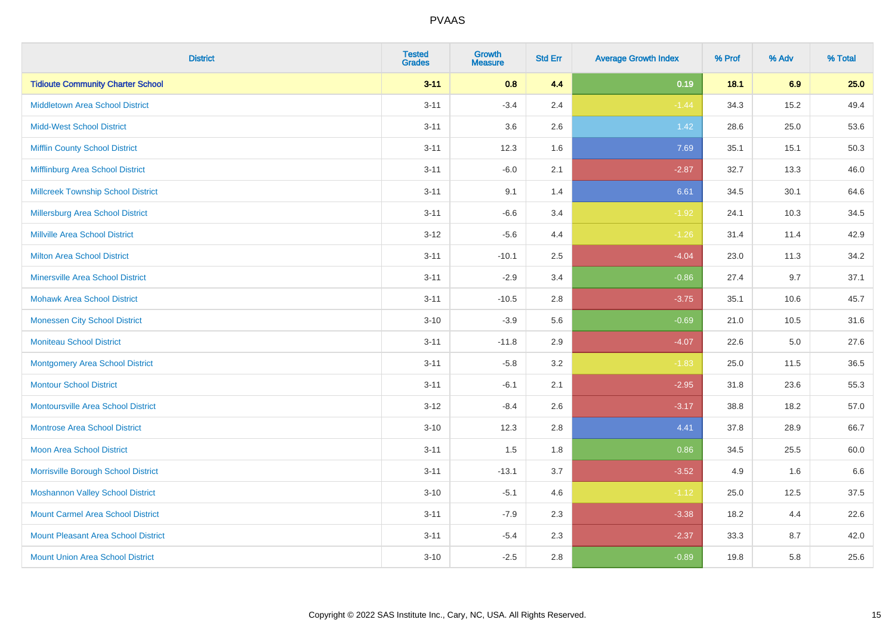| District | Tested Grades | Growth Measure | Std Err | Average Growth Index | % Prof | % Adv | % Total |
|---|---|---|---|---|---|---|---|
| **Tidioute Community Charter School** | **3-11** | **0.8** | **4.4** | **0.19** | **18.1** | **6.9** | **25.0** |
| Middletown Area School District | 3-11 | -3.4 | 2.4 | -1.44 | 34.3 | 15.2 | 49.4 |
| Midd-West School District | 3-11 | 3.6 | 2.6 | 1.42 | 28.6 | 25.0 | 53.6 |
| Mifflin County School District | 3-11 | 12.3 | 1.6 | 7.69 | 35.1 | 15.1 | 50.3 |
| Mifflinburg Area School District | 3-11 | -6.0 | 2.1 | -2.87 | 32.7 | 13.3 | 46.0 |
| Millcreek Township School District | 3-11 | 9.1 | 1.4 | 6.61 | 34.5 | 30.1 | 64.6 |
| Millersburg Area School District | 3-11 | -6.6 | 3.4 | -1.92 | 24.1 | 10.3 | 34.5 |
| Millville Area School District | 3-12 | -5.6 | 4.4 | -1.26 | 31.4 | 11.4 | 42.9 |
| Milton Area School District | 3-11 | -10.1 | 2.5 | -4.04 | 23.0 | 11.3 | 34.2 |
| Minersville Area School District | 3-11 | -2.9 | 3.4 | -0.86 | 27.4 | 9.7 | 37.1 |
| Mohawk Area School District | 3-11 | -10.5 | 2.8 | -3.75 | 35.1 | 10.6 | 45.7 |
| Monessen City School District | 3-10 | -3.9 | 5.6 | -0.69 | 21.0 | 10.5 | 31.6 |
| Moniteau School District | 3-11 | -11.8 | 2.9 | -4.07 | 22.6 | 5.0 | 27.6 |
| Montgomery Area School District | 3-11 | -5.8 | 3.2 | -1.83 | 25.0 | 11.5 | 36.5 |
| Montour School District | 3-11 | -6.1 | 2.1 | -2.95 | 31.8 | 23.6 | 55.3 |
| Montoursville Area School District | 3-12 | -8.4 | 2.6 | -3.17 | 38.8 | 18.2 | 57.0 |
| Montrose Area School District | 3-10 | 12.3 | 2.8 | 4.41 | 37.8 | 28.9 | 66.7 |
| Moon Area School District | 3-11 | 1.5 | 1.8 | 0.86 | 34.5 | 25.5 | 60.0 |
| Morrisville Borough School District | 3-11 | -13.1 | 3.7 | -3.52 | 4.9 | 1.6 | 6.6 |
| Moshannon Valley School District | 3-10 | -5.1 | 4.6 | -1.12 | 25.0 | 12.5 | 37.5 |
| Mount Carmel Area School District | 3-11 | -7.9 | 2.3 | -3.38 | 18.2 | 4.4 | 22.6 |
| Mount Pleasant Area School District | 3-11 | -5.4 | 2.3 | -2.37 | 33.3 | 8.7 | 42.0 |
| Mount Union Area School District | 3-10 | -2.5 | 2.8 | -0.89 | 19.8 | 5.8 | 25.6 |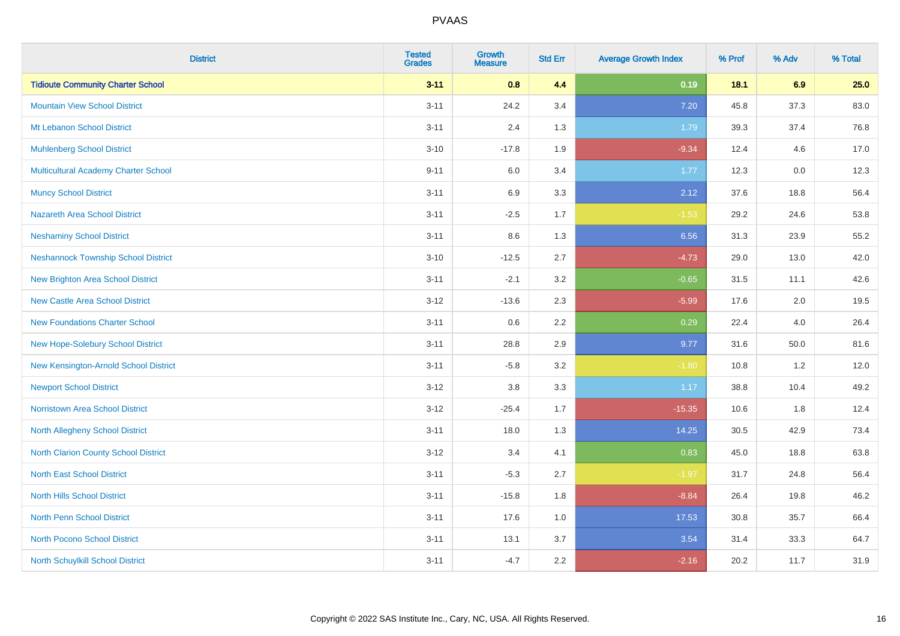# PVAAS

| District | Tested Grades | Growth Measure | Std Err | Average Growth Index | % Prof | % Adv | % Total |
|---|---|---|---|---|---|---|---|
| **Tidioute Community Charter School** | **3-11** | **0.8** | **4.4** | **0.19** | **18.1** | **6.9** | **25.0** |
| Mountain View School District | 3-11 | 24.2 | 3.4 | 7.20 | 45.8 | 37.3 | 83.0 |
| Mt Lebanon School District | 3-11 | 2.4 | 1.3 | 1.79 | 39.3 | 37.4 | 76.8 |
| Muhlenberg School District | 3-10 | -17.8 | 1.9 | -9.34 | 12.4 | 4.6 | 17.0 |
| Multicultural Academy Charter School | 9-11 | 6.0 | 3.4 | 1.77 | 12.3 | 0.0 | 12.3 |
| Muncy School District | 3-11 | 6.9 | 3.3 | 2.12 | 37.6 | 18.8 | 56.4 |
| Nazareth Area School District | 3-11 | -2.5 | 1.7 | -1.53 | 29.2 | 24.6 | 53.8 |
| Neshaminy School District | 3-11 | 8.6 | 1.3 | 6.56 | 31.3 | 23.9 | 55.2 |
| Neshannock Township School District | 3-10 | -12.5 | 2.7 | -4.73 | 29.0 | 13.0 | 42.0 |
| New Brighton Area School District | 3-11 | -2.1 | 3.2 | -0.65 | 31.5 | 11.1 | 42.6 |
| New Castle Area School District | 3-12 | -13.6 | 2.3 | -5.99 | 17.6 | 2.0 | 19.5 |
| New Foundations Charter School | 3-11 | 0.6 | 2.2 | 0.29 | 22.4 | 4.0 | 26.4 |
| New Hope-Solebury School District | 3-11 | 28.8 | 2.9 | 9.77 | 31.6 | 50.0 | 81.6 |
| New Kensington-Arnold School District | 3-11 | -5.8 | 3.2 | -1.80 | 10.8 | 1.2 | 12.0 |
| Newport School District | 3-12 | 3.8 | 3.3 | 1.17 | 38.8 | 10.4 | 49.2 |
| Norristown Area School District | 3-12 | -25.4 | 1.7 | -15.35 | 10.6 | 1.8 | 12.4 |
| North Allegheny School District | 3-11 | 18.0 | 1.3 | 14.25 | 30.5 | 42.9 | 73.4 |
| North Clarion County School District | 3-12 | 3.4 | 4.1 | 0.83 | 45.0 | 18.8 | 63.8 |
| North East School District | 3-11 | -5.3 | 2.7 | -1.97 | 31.7 | 24.8 | 56.4 |
| North Hills School District | 3-11 | -15.8 | 1.8 | -8.84 | 26.4 | 19.8 | 46.2 |
| North Penn School District | 3-11 | 17.6 | 1.0 | 17.53 | 30.8 | 35.7 | 66.4 |
| North Pocono School District | 3-11 | 13.1 | 3.7 | 3.54 | 31.4 | 33.3 | 64.7 |
| North Schuylkill School District | 3-11 | -4.7 | 2.2 | -2.16 | 20.2 | 11.7 | 31.9 |

Copyright © 2022 SAS Institute Inc., Cary, NC, USA. All Rights Reserved.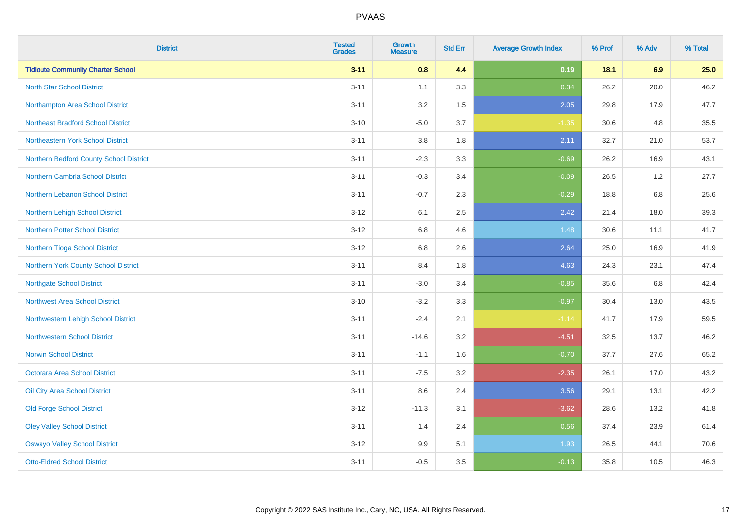# PVAAS

| District | Tested Grades | Growth Measure | Std Err | Average Growth Index | % Prof | % Adv | % Total |
|---|---|---|---|---|---|---|---|
| **Tidioute Community Charter School** | **3-11** | **0.8** | **4.4** | **0.19** | **18.1** | **6.9** | **25.0** |
| North Star School District | 3-11 | 1.1 | 3.3 | 0.34 | 26.2 | 20.0 | 46.2 |
| Northampton Area School District | 3-11 | 3.2 | 1.5 | 2.05 | 29.8 | 17.9 | 47.7 |
| Northeast Bradford School District | 3-10 | -5.0 | 3.7 | -1.35 | 30.6 | 4.8 | 35.5 |
| Northeastern York School District | 3-11 | 3.8 | 1.8 | 2.11 | 32.7 | 21.0 | 53.7 |
| Northern Bedford County School District | 3-11 | -2.3 | 3.3 | -0.69 | 26.2 | 16.9 | 43.1 |
| Northern Cambria School District | 3-11 | -0.3 | 3.4 | -0.09 | 26.5 | 1.2 | 27.7 |
| Northern Lebanon School District | 3-11 | -0.7 | 2.3 | -0.29 | 18.8 | 6.8 | 25.6 |
| Northern Lehigh School District | 3-12 | 6.1 | 2.5 | 2.42 | 21.4 | 18.0 | 39.3 |
| Northern Potter School District | 3-12 | 6.8 | 4.6 | 1.48 | 30.6 | 11.1 | 41.7 |
| Northern Tioga School District | 3-12 | 6.8 | 2.6 | 2.64 | 25.0 | 16.9 | 41.9 |
| Northern York County School District | 3-11 | 8.4 | 1.8 | 4.63 | 24.3 | 23.1 | 47.4 |
| Northgate School District | 3-11 | -3.0 | 3.4 | -0.85 | 35.6 | 6.8 | 42.4 |
| Northwest Area School District | 3-10 | -3.2 | 3.3 | -0.97 | 30.4 | 13.0 | 43.5 |
| Northwestern Lehigh School District | 3-11 | -2.4 | 2.1 | -1.14 | 41.7 | 17.9 | 59.5 |
| Northwestern School District | 3-11 | -14.6 | 3.2 | -4.51 | 32.5 | 13.7 | 46.2 |
| Norwin School District | 3-11 | -1.1 | 1.6 | -0.70 | 37.7 | 27.6 | 65.2 |
| Octorara Area School District | 3-11 | -7.5 | 3.2 | -2.35 | 26.1 | 17.0 | 43.2 |
| Oil City Area School District | 3-11 | 8.6 | 2.4 | 3.56 | 29.1 | 13.1 | 42.2 |
| Old Forge School District | 3-12 | -11.3 | 3.1 | -3.62 | 28.6 | 13.2 | 41.8 |
| Oley Valley School District | 3-11 | 1.4 | 2.4 | 0.56 | 37.4 | 23.9 | 61.4 |
| Oswayo Valley School District | 3-12 | 9.9 | 5.1 | 1.93 | 26.5 | 44.1 | 70.6 |
| Otto-Eldred School District | 3-11 | -0.5 | 3.5 | -0.13 | 35.8 | 10.5 | 46.3 |

Copyright © 2022 SAS Institute Inc., Cary, NC, USA. All Rights Reserved.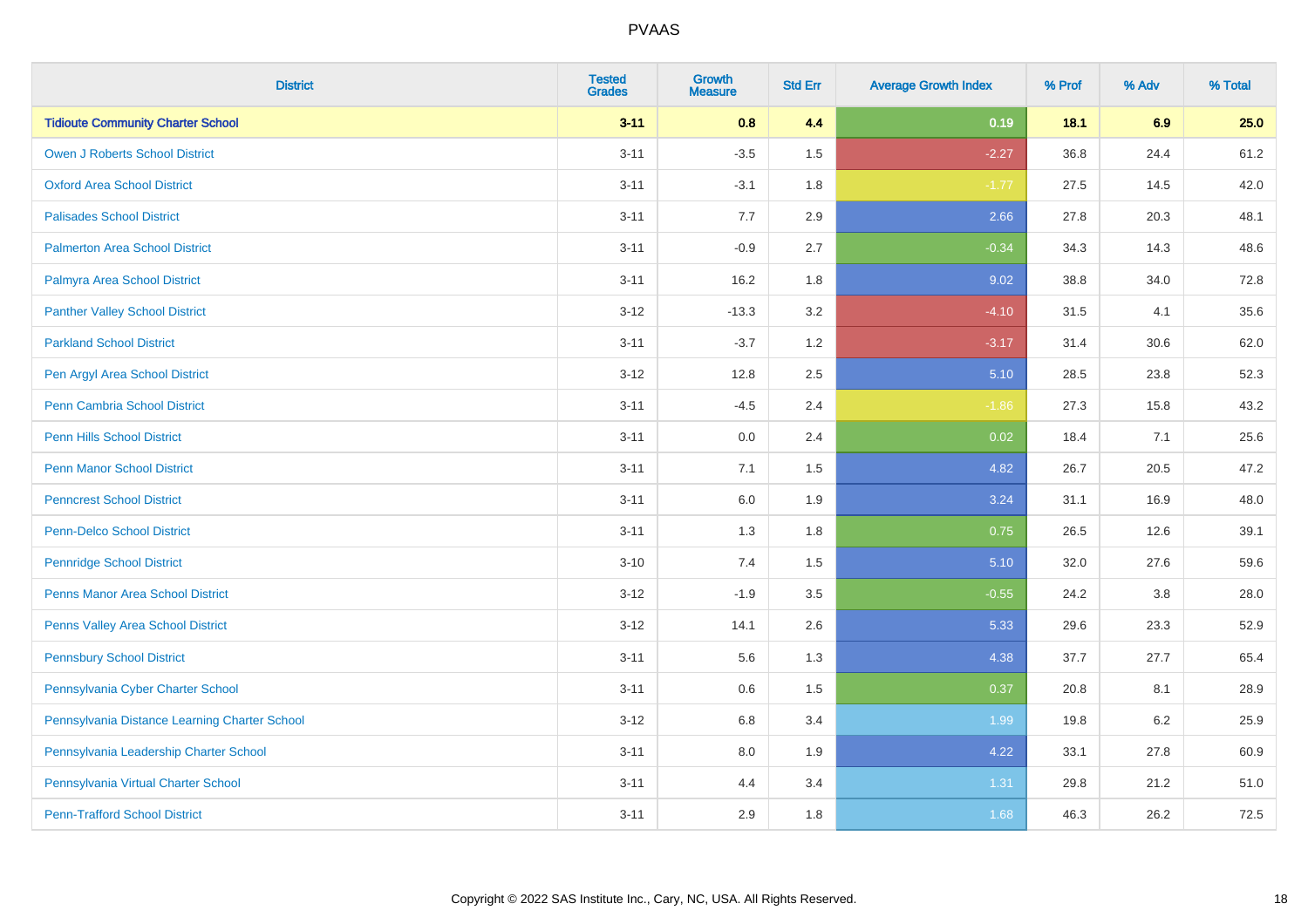# PVAAS

| District | Tested Grades | Growth Measure | Std Err | Average Growth Index | % Prof | % Adv | % Total |
|---|---|---|---|---|---|---|---|
| **Tidioute Community Charter School** | **3-11** | **0.8** | **4.4** | **0.19** | **18.1** | **6.9** | **25.0** |
| Owen J Roberts School District | 3-11 | -3.5 | 1.5 | -2.27 | 36.8 | 24.4 | 61.2 |
| Oxford Area School District | 3-11 | -3.1 | 1.8 | -1.77 | 27.5 | 14.5 | 42.0 |
| Palisades School District | 3-11 | 7.7 | 2.9 | 2.66 | 27.8 | 20.3 | 48.1 |
| Palmerton Area School District | 3-11 | -0.9 | 2.7 | -0.34 | 34.3 | 14.3 | 48.6 |
| Palmyra Area School District | 3-11 | 16.2 | 1.8 | 9.02 | 38.8 | 34.0 | 72.8 |
| Panther Valley School District | 3-12 | -13.3 | 3.2 | -4.10 | 31.5 | 4.1 | 35.6 |
| Parkland School District | 3-11 | -3.7 | 1.2 | -3.17 | 31.4 | 30.6 | 62.0 |
| Pen Argyl Area School District | 3-12 | 12.8 | 2.5 | 5.10 | 28.5 | 23.8 | 52.3 |
| Penn Cambria School District | 3-11 | -4.5 | 2.4 | -1.86 | 27.3 | 15.8 | 43.2 |
| Penn Hills School District | 3-11 | 0.0 | 2.4 | 0.02 | 18.4 | 7.1 | 25.6 |
| Penn Manor School District | 3-11 | 7.1 | 1.5 | 4.82 | 26.7 | 20.5 | 47.2 |
| Penncrest School District | 3-11 | 6.0 | 1.9 | 3.24 | 31.1 | 16.9 | 48.0 |
| Penn-Delco School District | 3-11 | 1.3 | 1.8 | 0.75 | 26.5 | 12.6 | 39.1 |
| Pennridge School District | 3-10 | 7.4 | 1.5 | 5.10 | 32.0 | 27.6 | 59.6 |
| Penns Manor Area School District | 3-12 | -1.9 | 3.5 | -0.55 | 24.2 | 3.8 | 28.0 |
| Penns Valley Area School District | 3-12 | 14.1 | 2.6 | 5.33 | 29.6 | 23.3 | 52.9 |
| Pennsbury School District | 3-11 | 5.6 | 1.3 | 4.38 | 37.7 | 27.7 | 65.4 |
| Pennsylvania Cyber Charter School | 3-11 | 0.6 | 1.5 | 0.37 | 20.8 | 8.1 | 28.9 |
| Pennsylvania Distance Learning Charter School | 3-12 | 6.8 | 3.4 | 1.99 | 19.8 | 6.2 | 25.9 |
| Pennsylvania Leadership Charter School | 3-11 | 8.0 | 1.9 | 4.22 | 33.1 | 27.8 | 60.9 |
| Pennsylvania Virtual Charter School | 3-11 | 4.4 | 3.4 | 1.31 | 29.8 | 21.2 | 51.0 |
| Penn-Trafford School District | 3-11 | 2.9 | 1.8 | 1.68 | 46.3 | 26.2 | 72.5 |

Copyright © 2022 SAS Institute Inc., Cary, NC, USA. All Rights Reserved.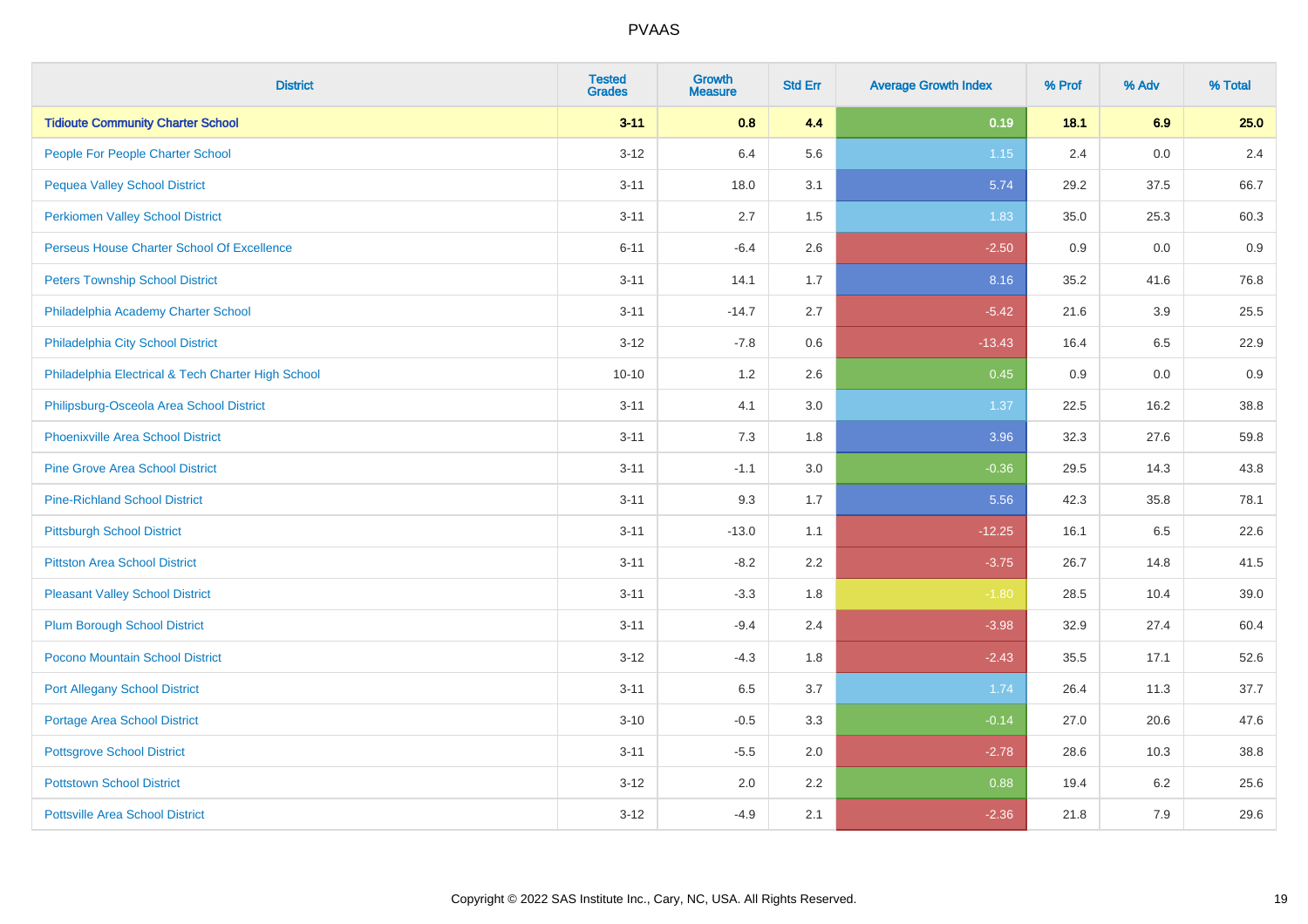| District | Tested Grades | Growth Measure | Std Err | Average Growth Index | % Prof | % Adv | % Total |
|---|---|---|---|---|---|---|---|
| **Tidioute Community Charter School** | **3-11** | **0.8** | **4.4** | **0.19** | **18.1** | **6.9** | **25.0** |
| People For People Charter School | 3-12 | 6.4 | 5.6 | 1.15 | 2.4 | 0.0 | 2.4 |
| Pequea Valley School District | 3-11 | 18.0 | 3.1 | 5.74 | 29.2 | 37.5 | 66.7 |
| Perkiomen Valley School District | 3-11 | 2.7 | 1.5 | 1.83 | 35.0 | 25.3 | 60.3 |
| Perseus House Charter School Of Excellence | 6-11 | -6.4 | 2.6 | -2.50 | 0.9 | 0.0 | 0.9 |
| Peters Township School District | 3-11 | 14.1 | 1.7 | 8.16 | 35.2 | 41.6 | 76.8 |
| Philadelphia Academy Charter School | 3-11 | -14.7 | 2.7 | -5.42 | 21.6 | 3.9 | 25.5 |
| Philadelphia City School District | 3-12 | -7.8 | 0.6 | -13.43 | 16.4 | 6.5 | 22.9 |
| Philadelphia Electrical & Tech Charter High School | 10-10 | 1.2 | 2.6 | 0.45 | 0.9 | 0.0 | 0.9 |
| Philipsburg-Osceola Area School District | 3-11 | 4.1 | 3.0 | 1.37 | 22.5 | 16.2 | 38.8 |
| Phoenixville Area School District | 3-11 | 7.3 | 1.8 | 3.96 | 32.3 | 27.6 | 59.8 |
| Pine Grove Area School District | 3-11 | -1.1 | 3.0 | -0.36 | 29.5 | 14.3 | 43.8 |
| Pine-Richland School District | 3-11 | 9.3 | 1.7 | 5.56 | 42.3 | 35.8 | 78.1 |
| Pittsburgh School District | 3-11 | -13.0 | 1.1 | -12.25 | 16.1 | 6.5 | 22.6 |
| Pittston Area School District | 3-11 | -8.2 | 2.2 | -3.75 | 26.7 | 14.8 | 41.5 |
| Pleasant Valley School District | 3-11 | -3.3 | 1.8 | -1.80 | 28.5 | 10.4 | 39.0 |
| Plum Borough School District | 3-11 | -9.4 | 2.4 | -3.98 | 32.9 | 27.4 | 60.4 |
| Pocono Mountain School District | 3-12 | -4.3 | 1.8 | -2.43 | 35.5 | 17.1 | 52.6 |
| Port Allegany School District | 3-11 | 6.5 | 3.7 | 1.74 | 26.4 | 11.3 | 37.7 |
| Portage Area School District | 3-10 | -0.5 | 3.3 | -0.14 | 27.0 | 20.6 | 47.6 |
| Pottsgrove School District | 3-11 | -5.5 | 2.0 | -2.78 | 28.6 | 10.3 | 38.8 |
| Pottstown School District | 3-12 | 2.0 | 2.2 | 0.88 | 19.4 | 6.2 | 25.6 |
| Pottsville Area School District | 3-12 | -4.9 | 2.1 | -2.36 | 21.8 | 7.9 | 29.6 |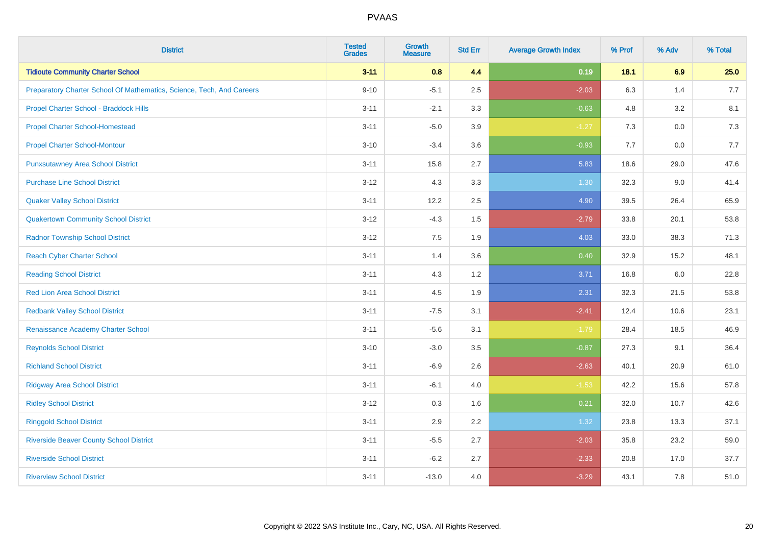| District | Tested Grades | Growth Measure | Std Err | Average Growth Index | % Prof | % Adv | % Total |
|---|---|---|---|---|---|---|---|
| **Tidioute Community Charter School** | **3-11** | **0.8** | **4.4** | **0.19** | **18.1** | **6.9** | **25.0** |
| Preparatory Charter School Of Mathematics, Science, Tech, And Careers | 9-10 | -5.1 | 2.5 | -2.03 | 6.3 | 1.4 | 7.7 |
| Propel Charter School - Braddock Hills | 3-11 | -2.1 | 3.3 | -0.63 | 4.8 | 3.2 | 8.1 |
| Propel Charter School-Homestead | 3-11 | -5.0 | 3.9 | -1.27 | 7.3 | 0.0 | 7.3 |
| Propel Charter School-Montour | 3-10 | -3.4 | 3.6 | -0.93 | 7.7 | 0.0 | 7.7 |
| Punxsutawney Area School District | 3-11 | 15.8 | 2.7 | 5.83 | 18.6 | 29.0 | 47.6 |
| Purchase Line School District | 3-12 | 4.3 | 3.3 | 1.30 | 32.3 | 9.0 | 41.4 |
| Quaker Valley School District | 3-11 | 12.2 | 2.5 | 4.90 | 39.5 | 26.4 | 65.9 |
| Quakertown Community School District | 3-12 | -4.3 | 1.5 | -2.79 | 33.8 | 20.1 | 53.8 |
| Radnor Township School District | 3-12 | 7.5 | 1.9 | 4.03 | 33.0 | 38.3 | 71.3 |
| Reach Cyber Charter School | 3-11 | 1.4 | 3.6 | 0.40 | 32.9 | 15.2 | 48.1 |
| Reading School District | 3-11 | 4.3 | 1.2 | 3.71 | 16.8 | 6.0 | 22.8 |
| Red Lion Area School District | 3-11 | 4.5 | 1.9 | 2.31 | 32.3 | 21.5 | 53.8 |
| Redbank Valley School District | 3-11 | -7.5 | 3.1 | -2.41 | 12.4 | 10.6 | 23.1 |
| Renaissance Academy Charter School | 3-11 | -5.6 | 3.1 | -1.79 | 28.4 | 18.5 | 46.9 |
| Reynolds School District | 3-10 | -3.0 | 3.5 | -0.87 | 27.3 | 9.1 | 36.4 |
| Richland School District | 3-11 | -6.9 | 2.6 | -2.63 | 40.1 | 20.9 | 61.0 |
| Ridgway Area School District | 3-11 | -6.1 | 4.0 | -1.53 | 42.2 | 15.6 | 57.8 |
| Ridley School District | 3-12 | 0.3 | 1.6 | 0.21 | 32.0 | 10.7 | 42.6 |
| Ringgold School District | 3-11 | 2.9 | 2.2 | 1.32 | 23.8 | 13.3 | 37.1 |
| Riverside Beaver County School District | 3-11 | -5.5 | 2.7 | -2.03 | 35.8 | 23.2 | 59.0 |
| Riverside School District | 3-11 | -6.2 | 2.7 | -2.33 | 20.8 | 17.0 | 37.7 |
| Riverview School District | 3-11 | -13.0 | 4.0 | -3.29 | 43.1 | 7.8 | 51.0 |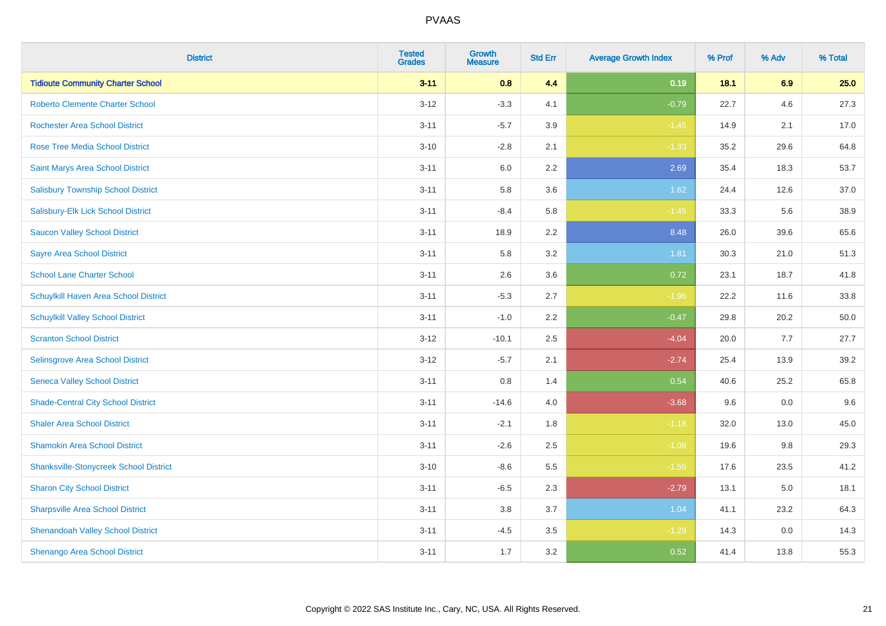# PVAAS

| District | Tested Grades | Growth Measure | Std Err | Average Growth Index | % Prof | % Adv | % Total |
|---|---|---|---|---|---|---|---|
| **Tidioute Community Charter School** | **3-11** | **0.8** | **4.4** | **0.19** | **18.1** | **6.9** | **25.0** |
| Roberto Clemente Charter School | 3-12 | -3.3 | 4.1 | -0.79 | 22.7 | 4.6 | 27.3 |
| Rochester Area School District | 3-11 | -5.7 | 3.9 | -1.45 | 14.9 | 2.1 | 17.0 |
| Rose Tree Media School District | 3-10 | -2.8 | 2.1 | -1.33 | 35.2 | 29.6 | 64.8 |
| Saint Marys Area School District | 3-11 | 6.0 | 2.2 | 2.69 | 35.4 | 18.3 | 53.7 |
| Salisbury Township School District | 3-11 | 5.8 | 3.6 | 1.62 | 24.4 | 12.6 | 37.0 |
| Salisbury-Elk Lick School District | 3-11 | -8.4 | 5.8 | -1.45 | 33.3 | 5.6 | 38.9 |
| Saucon Valley School District | 3-11 | 18.9 | 2.2 | 8.48 | 26.0 | 39.6 | 65.6 |
| Sayre Area School District | 3-11 | 5.8 | 3.2 | 1.81 | 30.3 | 21.0 | 51.3 |
| School Lane Charter School | 3-11 | 2.6 | 3.6 | 0.72 | 23.1 | 18.7 | 41.8 |
| Schuylkill Haven Area School District | 3-11 | -5.3 | 2.7 | -1.96 | 22.2 | 11.6 | 33.8 |
| Schuylkill Valley School District | 3-11 | -1.0 | 2.2 | -0.47 | 29.8 | 20.2 | 50.0 |
| Scranton School District | 3-12 | -10.1 | 2.5 | -4.04 | 20.0 | 7.7 | 27.7 |
| Selinsgrove Area School District | 3-12 | -5.7 | 2.1 | -2.74 | 25.4 | 13.9 | 39.2 |
| Seneca Valley School District | 3-11 | 0.8 | 1.4 | 0.54 | 40.6 | 25.2 | 65.8 |
| Shade-Central City School District | 3-11 | -14.6 | 4.0 | -3.68 | 9.6 | 0.0 | 9.6 |
| Shaler Area School District | 3-11 | -2.1 | 1.8 | -1.18 | 32.0 | 13.0 | 45.0 |
| Shamokin Area School District | 3-11 | -2.6 | 2.5 | -1.06 | 19.6 | 9.8 | 29.3 |
| Shanksville-Stonycreek School District | 3-10 | -8.6 | 5.5 | -1.55 | 17.6 | 23.5 | 41.2 |
| Sharon City School District | 3-11 | -6.5 | 2.3 | -2.79 | 13.1 | 5.0 | 18.1 |
| Sharpsville Area School District | 3-11 | 3.8 | 3.7 | 1.04 | 41.1 | 23.2 | 64.3 |
| Shenandoah Valley School District | 3-11 | -4.5 | 3.5 | -1.29 | 14.3 | 0.0 | 14.3 |
| Shenango Area School District | 3-11 | 1.7 | 3.2 | 0.52 | 41.4 | 13.8 | 55.3 |

Copyright © 2022 SAS Institute Inc., Cary, NC, USA. All Rights Reserved.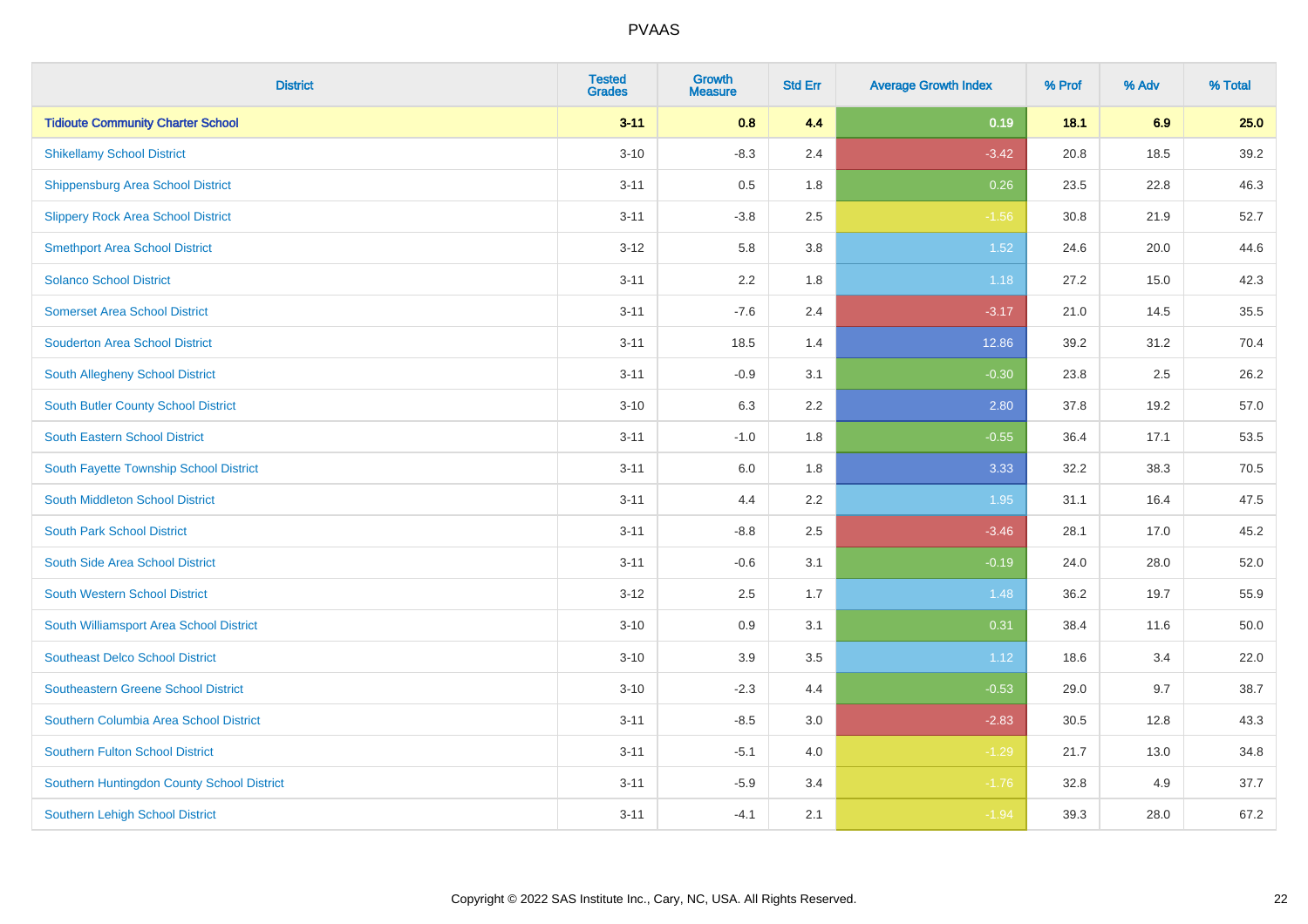| District | Tested Grades | Growth Measure | Std Err | Average Growth Index | % Prof | % Adv | % Total |
|---|---|---|---|---|---|---|---|
| **Tidioute Community Charter School** | **3-11** | **0.8** | **4.4** | **0.19** | **18.1** | **6.9** | **25.0** |
| Shikellamy School District | 3-10 | -8.3 | 2.4 | -3.42 | 20.8 | 18.5 | 39.2 |
| Shippensburg Area School District | 3-11 | 0.5 | 1.8 | 0.26 | 23.5 | 22.8 | 46.3 |
| Slippery Rock Area School District | 3-11 | -3.8 | 2.5 | -1.56 | 30.8 | 21.9 | 52.7 |
| Smethport Area School District | 3-12 | 5.8 | 3.8 | 1.52 | 24.6 | 20.0 | 44.6 |
| Solanco School District | 3-11 | 2.2 | 1.8 | 1.18 | 27.2 | 15.0 | 42.3 |
| Somerset Area School District | 3-11 | -7.6 | 2.4 | -3.17 | 21.0 | 14.5 | 35.5 |
| Souderton Area School District | 3-11 | 18.5 | 1.4 | 12.86 | 39.2 | 31.2 | 70.4 |
| South Allegheny School District | 3-11 | -0.9 | 3.1 | -0.30 | 23.8 | 2.5 | 26.2 |
| South Butler County School District | 3-10 | 6.3 | 2.2 | 2.80 | 37.8 | 19.2 | 57.0 |
| South Eastern School District | 3-11 | -1.0 | 1.8 | -0.55 | 36.4 | 17.1 | 53.5 |
| South Fayette Township School District | 3-11 | 6.0 | 1.8 | 3.33 | 32.2 | 38.3 | 70.5 |
| South Middleton School District | 3-11 | 4.4 | 2.2 | 1.95 | 31.1 | 16.4 | 47.5 |
| South Park School District | 3-11 | -8.8 | 2.5 | -3.46 | 28.1 | 17.0 | 45.2 |
| South Side Area School District | 3-11 | -0.6 | 3.1 | -0.19 | 24.0 | 28.0 | 52.0 |
| South Western School District | 3-12 | 2.5 | 1.7 | 1.48 | 36.2 | 19.7 | 55.9 |
| South Williamsport Area School District | 3-10 | 0.9 | 3.1 | 0.31 | 38.4 | 11.6 | 50.0 |
| Southeast Delco School District | 3-10 | 3.9 | 3.5 | 1.12 | 18.6 | 3.4 | 22.0 |
| Southeastern Greene School District | 3-10 | -2.3 | 4.4 | -0.53 | 29.0 | 9.7 | 38.7 |
| Southern Columbia Area School District | 3-11 | -8.5 | 3.0 | -2.83 | 30.5 | 12.8 | 43.3 |
| Southern Fulton School District | 3-11 | -5.1 | 4.0 | -1.29 | 21.7 | 13.0 | 34.8 |
| Southern Huntingdon County School District | 3-11 | -5.9 | 3.4 | -1.76 | 32.8 | 4.9 | 37.7 |
| Southern Lehigh School District | 3-11 | -4.1 | 2.1 | -1.94 | 39.3 | 28.0 | 67.2 |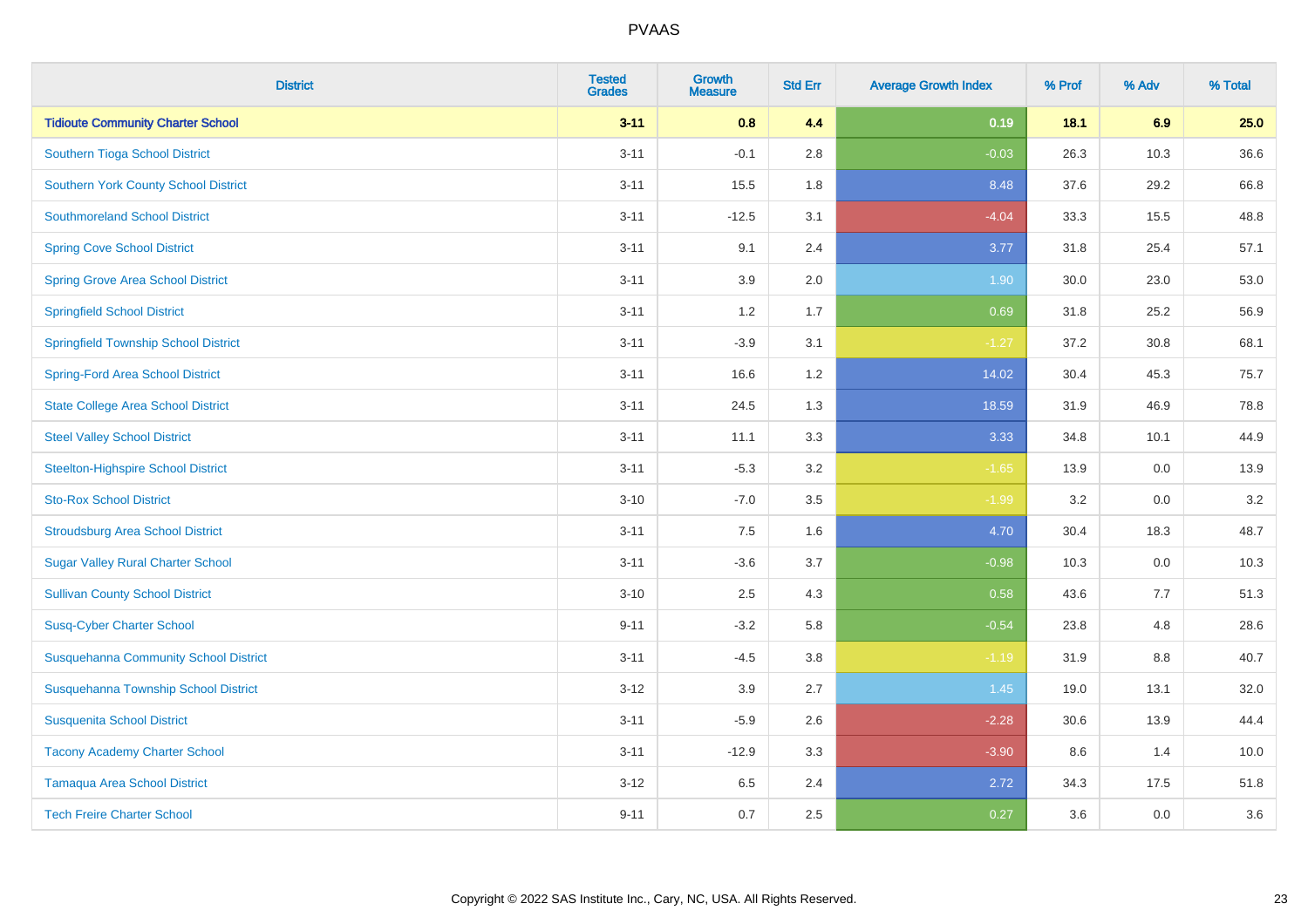# PVAAS

| District | Tested Grades | Growth Measure | Std Err | Average Growth Index | % Prof | % Adv | % Total |
|---|---|---|---|---|---|---|---|
| **Tidioute Community Charter School** | **3-11** | **0.8** | **4.4** | **0.19** | **18.1** | **6.9** | **25.0** |
| Southern Tioga School District | 3-11 | -0.1 | 2.8 | -0.03 | 26.3 | 10.3 | 36.6 |
| Southern York County School District | 3-11 | 15.5 | 1.8 | 8.48 | 37.6 | 29.2 | 66.8 |
| Southmoreland School District | 3-11 | -12.5 | 3.1 | -4.04 | 33.3 | 15.5 | 48.8 |
| Spring Cove School District | 3-11 | 9.1 | 2.4 | 3.77 | 31.8 | 25.4 | 57.1 |
| Spring Grove Area School District | 3-11 | 3.9 | 2.0 | 1.90 | 30.0 | 23.0 | 53.0 |
| Springfield School District | 3-11 | 1.2 | 1.7 | 0.69 | 31.8 | 25.2 | 56.9 |
| Springfield Township School District | 3-11 | -3.9 | 3.1 | -1.27 | 37.2 | 30.8 | 68.1 |
| Spring-Ford Area School District | 3-11 | 16.6 | 1.2 | 14.02 | 30.4 | 45.3 | 75.7 |
| State College Area School District | 3-11 | 24.5 | 1.3 | 18.59 | 31.9 | 46.9 | 78.8 |
| Steel Valley School District | 3-11 | 11.1 | 3.3 | 3.33 | 34.8 | 10.1 | 44.9 |
| Steelton-Highspire School District | 3-11 | -5.3 | 3.2 | -1.65 | 13.9 | 0.0 | 13.9 |
| Sto-Rox School District | 3-10 | -7.0 | 3.5 | -1.99 | 3.2 | 0.0 | 3.2 |
| Stroudsburg Area School District | 3-11 | 7.5 | 1.6 | 4.70 | 30.4 | 18.3 | 48.7 |
| Sugar Valley Rural Charter School | 3-11 | -3.6 | 3.7 | -0.98 | 10.3 | 0.0 | 10.3 |
| Sullivan County School District | 3-10 | 2.5 | 4.3 | 0.58 | 43.6 | 7.7 | 51.3 |
| Susq-Cyber Charter School | 9-11 | -3.2 | 5.8 | -0.54 | 23.8 | 4.8 | 28.6 |
| Susquehanna Community School District | 3-11 | -4.5 | 3.8 | -1.19 | 31.9 | 8.8 | 40.7 |
| Susquehanna Township School District | 3-12 | 3.9 | 2.7 | 1.45 | 19.0 | 13.1 | 32.0 |
| Susquenita School District | 3-11 | -5.9 | 2.6 | -2.28 | 30.6 | 13.9 | 44.4 |
| Tacony Academy Charter School | 3-11 | -12.9 | 3.3 | -3.90 | 8.6 | 1.4 | 10.0 |
| Tamaqua Area School District | 3-12 | 6.5 | 2.4 | 2.72 | 34.3 | 17.5 | 51.8 |
| Tech Freire Charter School | 9-11 | 0.7 | 2.5 | 0.27 | 3.6 | 0.0 | 3.6 |

Copyright © 2022 SAS Institute Inc., Cary, NC, USA. All Rights Reserved.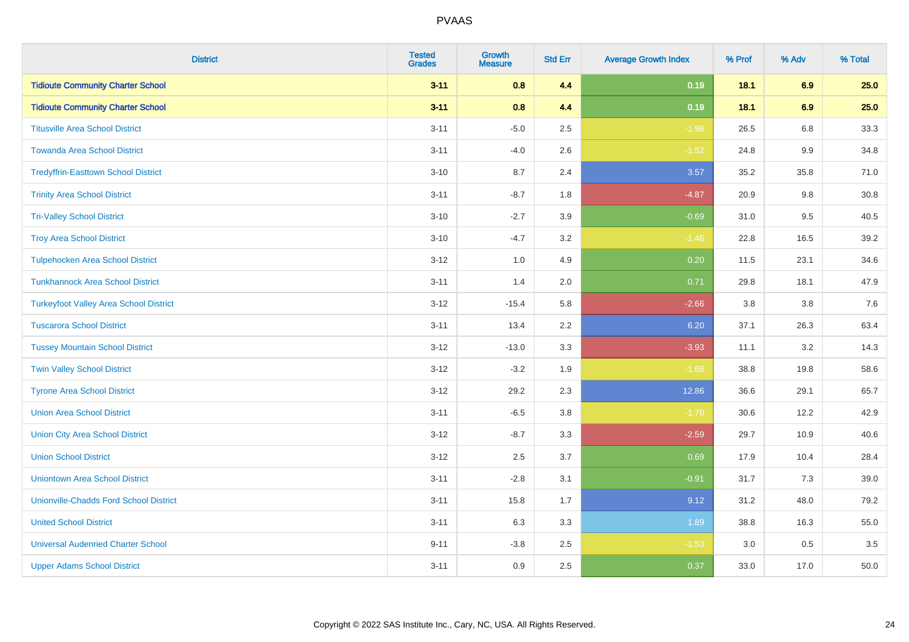| District | Tested Grades | Growth Measure | Std Err | Average Growth Index | % Prof | % Adv | % Total |
|---|---|---|---|---|---|---|---|
| **Tidioute Community Charter School** | **3-11** | **0.8** | **4.4** | **0.19** | **18.1** | **6.9** | **25.0** |
| **Tidioute Community Charter School** | **3-11** | **0.8** | **4.4** | **0.19** | **18.1** | **6.9** | **25.0** |
| Titusville Area School District | 3-11 | -5.0 | 2.5 | -1.98 | 26.5 | 6.8 | 33.3 |
| Towanda Area School District | 3-11 | -4.0 | 2.6 | -1.52 | 24.8 | 9.9 | 34.8 |
| Tredyffrin-Easttown School District | 3-10 | 8.7 | 2.4 | 3.57 | 35.2 | 35.8 | 71.0 |
| Trinity Area School District | 3-11 | -8.7 | 1.8 | -4.87 | 20.9 | 9.8 | 30.8 |
| Tri-Valley School District | 3-10 | -2.7 | 3.9 | -0.69 | 31.0 | 9.5 | 40.5 |
| Troy Area School District | 3-10 | -4.7 | 3.2 | -1.46 | 22.8 | 16.5 | 39.2 |
| Tulpehocken Area School District | 3-12 | 1.0 | 4.9 | 0.20 | 11.5 | 23.1 | 34.6 |
| Tunkhannock Area School District | 3-11 | 1.4 | 2.0 | 0.71 | 29.8 | 18.1 | 47.9 |
| Turkeyfoot Valley Area School District | 3-12 | -15.4 | 5.8 | -2.66 | 3.8 | 3.8 | 7.6 |
| Tuscarora School District | 3-11 | 13.4 | 2.2 | 6.20 | 37.1 | 26.3 | 63.4 |
| Tussey Mountain School District | 3-12 | -13.0 | 3.3 | -3.93 | 11.1 | 3.2 | 14.3 |
| Twin Valley School District | 3-12 | -3.2 | 1.9 | -1.68 | 38.8 | 19.8 | 58.6 |
| Tyrone Area School District | 3-12 | 29.2 | 2.3 | 12.86 | 36.6 | 29.1 | 65.7 |
| Union Area School District | 3-11 | -6.5 | 3.8 | -1.70 | 30.6 | 12.2 | 42.9 |
| Union City Area School District | 3-12 | -8.7 | 3.3 | -2.59 | 29.7 | 10.9 | 40.6 |
| Union School District | 3-12 | 2.5 | 3.7 | 0.69 | 17.9 | 10.4 | 28.4 |
| Uniontown Area School District | 3-11 | -2.8 | 3.1 | -0.91 | 31.7 | 7.3 | 39.0 |
| Unionville-Chadds Ford School District | 3-11 | 15.8 | 1.7 | 9.12 | 31.2 | 48.0 | 79.2 |
| United School District | 3-11 | 6.3 | 3.3 | 1.89 | 38.8 | 16.3 | 55.0 |
| Universal Audenried Charter School | 9-11 | -3.8 | 2.5 | -1.53 | 3.0 | 0.5 | 3.5 |
| Upper Adams School District | 3-11 | 0.9 | 2.5 | 0.37 | 33.0 | 17.0 | 50.0 |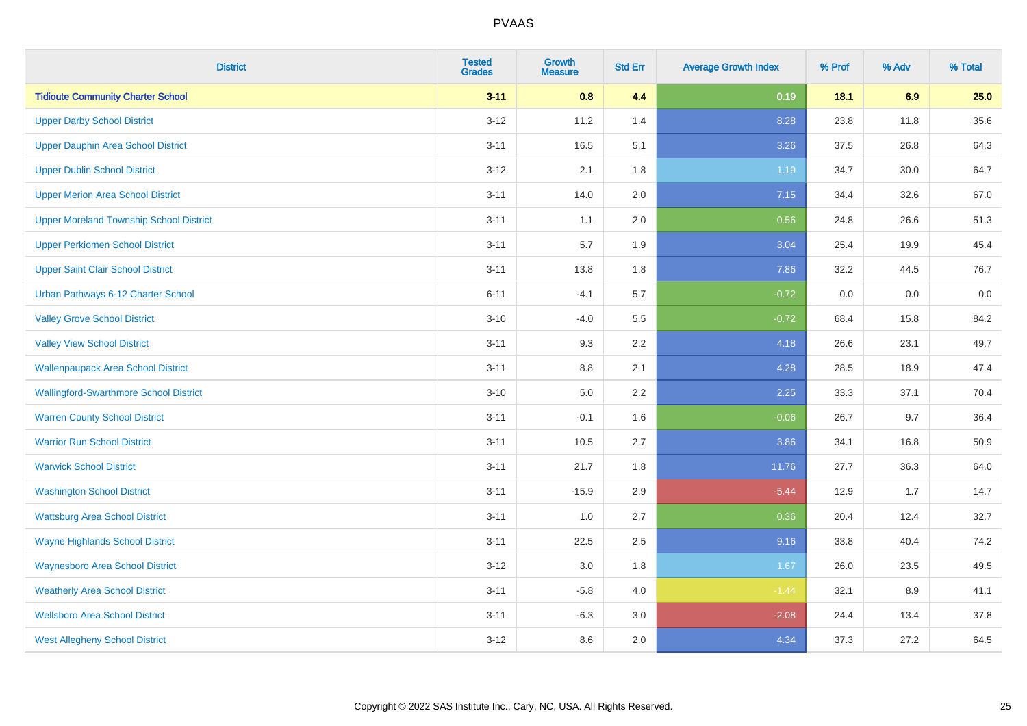| District | Tested Grades | Growth Measure | Std Err | Average Growth Index | % Prof | % Adv | % Total |
|---|---|---|---|---|---|---|---|
| **Tidioute Community Charter School** | **3-11** | **0.8** | **4.4** | **0.19** | **18.1** | **6.9** | **25.0** |
| Upper Darby School District | 3-12 | 11.2 | 1.4 | 8.28 | 23.8 | 11.8 | 35.6 |
| Upper Dauphin Area School District | 3-11 | 16.5 | 5.1 | 3.26 | 37.5 | 26.8 | 64.3 |
| Upper Dublin School District | 3-12 | 2.1 | 1.8 | 1.19 | 34.7 | 30.0 | 64.7 |
| Upper Merion Area School District | 3-11 | 14.0 | 2.0 | 7.15 | 34.4 | 32.6 | 67.0 |
| Upper Moreland Township School District | 3-11 | 1.1 | 2.0 | 0.56 | 24.8 | 26.6 | 51.3 |
| Upper Perkiomen School District | 3-11 | 5.7 | 1.9 | 3.04 | 25.4 | 19.9 | 45.4 |
| Upper Saint Clair School District | 3-11 | 13.8 | 1.8 | 7.86 | 32.2 | 44.5 | 76.7 |
| Urban Pathways 6-12 Charter School | 6-11 | -4.1 | 5.7 | -0.72 | 0.0 | 0.0 | 0.0 |
| Valley Grove School District | 3-10 | -4.0 | 5.5 | -0.72 | 68.4 | 15.8 | 84.2 |
| Valley View School District | 3-11 | 9.3 | 2.2 | 4.18 | 26.6 | 23.1 | 49.7 |
| Wallenpaupack Area School District | 3-11 | 8.8 | 2.1 | 4.28 | 28.5 | 18.9 | 47.4 |
| Wallingford-Swarthmore School District | 3-10 | 5.0 | 2.2 | 2.25 | 33.3 | 37.1 | 70.4 |
| Warren County School District | 3-11 | -0.1 | 1.6 | -0.06 | 26.7 | 9.7 | 36.4 |
| Warrior Run School District | 3-11 | 10.5 | 2.7 | 3.86 | 34.1 | 16.8 | 50.9 |
| Warwick School District | 3-11 | 21.7 | 1.8 | 11.76 | 27.7 | 36.3 | 64.0 |
| Washington School District | 3-11 | -15.9 | 2.9 | -5.44 | 12.9 | 1.7 | 14.7 |
| Wattsburg Area School District | 3-11 | 1.0 | 2.7 | 0.36 | 20.4 | 12.4 | 32.7 |
| Wayne Highlands School District | 3-11 | 22.5 | 2.5 | 9.16 | 33.8 | 40.4 | 74.2 |
| Waynesboro Area School District | 3-12 | 3.0 | 1.8 | 1.67 | 26.0 | 23.5 | 49.5 |
| Weatherly Area School District | 3-11 | -5.8 | 4.0 | -1.44 | 32.1 | 8.9 | 41.1 |
| Wellsboro Area School District | 3-11 | -6.3 | 3.0 | -2.08 | 24.4 | 13.4 | 37.8 |
| West Allegheny School District | 3-12 | 8.6 | 2.0 | 4.34 | 37.3 | 27.2 | 64.5 |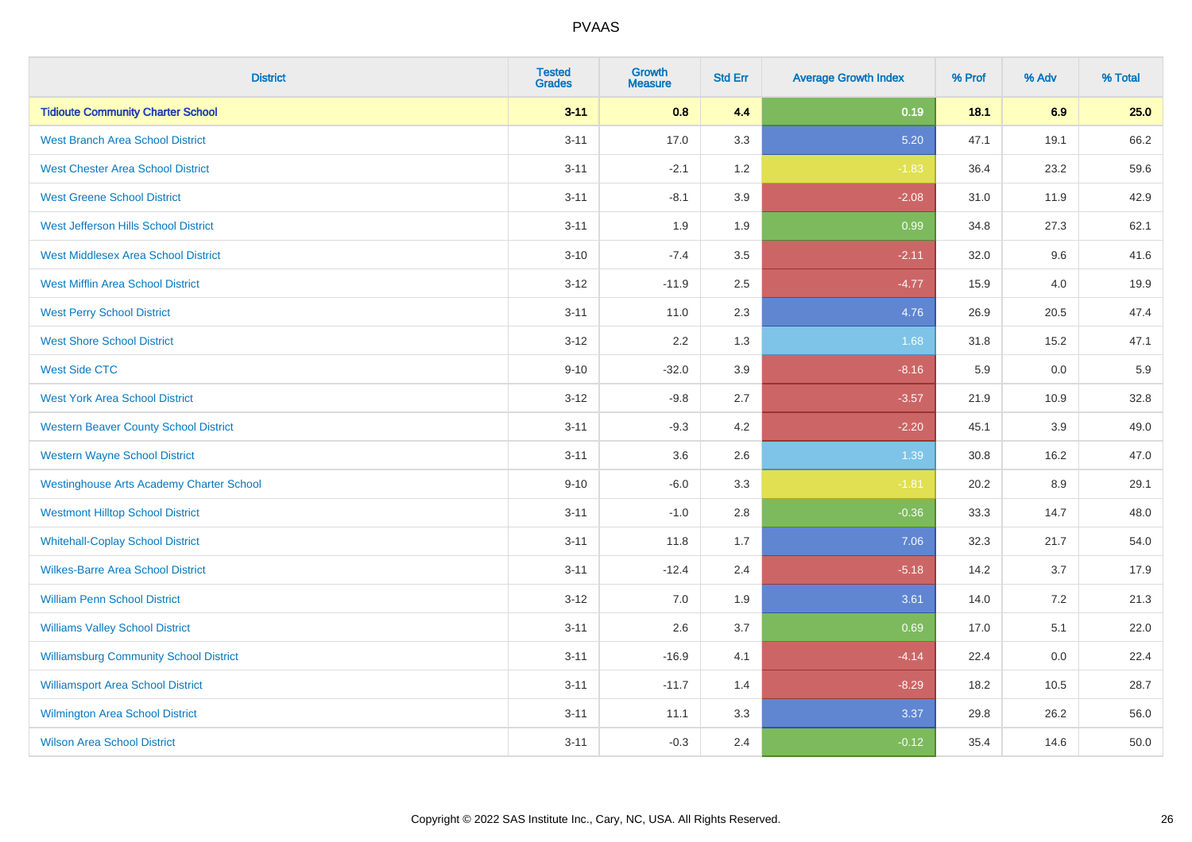| District | Tested Grades | Growth Measure | Std Err | Average Growth Index | % Prof | % Adv | % Total |
|---|---|---|---|---|---|---|---|
| **Tidioute Community Charter School** | **3-11** | **0.8** | **4.4** | **0.19** | **18.1** | **6.9** | **25.0** |
| West Branch Area School District | 3-11 | 17.0 | 3.3 | 5.20 | 47.1 | 19.1 | 66.2 |
| West Chester Area School District | 3-11 | -2.1 | 1.2 | -1.83 | 36.4 | 23.2 | 59.6 |
| West Greene School District | 3-11 | -8.1 | 3.9 | -2.08 | 31.0 | 11.9 | 42.9 |
| West Jefferson Hills School District | 3-11 | 1.9 | 1.9 | 0.99 | 34.8 | 27.3 | 62.1 |
| West Middlesex Area School District | 3-10 | -7.4 | 3.5 | -2.11 | 32.0 | 9.6 | 41.6 |
| West Mifflin Area School District | 3-12 | -11.9 | 2.5 | -4.77 | 15.9 | 4.0 | 19.9 |
| West Perry School District | 3-11 | 11.0 | 2.3 | 4.76 | 26.9 | 20.5 | 47.4 |
| West Shore School District | 3-12 | 2.2 | 1.3 | 1.68 | 31.8 | 15.2 | 47.1 |
| West Side CTC | 9-10 | -32.0 | 3.9 | -8.16 | 5.9 | 0.0 | 5.9 |
| West York Area School District | 3-12 | -9.8 | 2.7 | -3.57 | 21.9 | 10.9 | 32.8 |
| Western Beaver County School District | 3-11 | -9.3 | 4.2 | -2.20 | 45.1 | 3.9 | 49.0 |
| Western Wayne School District | 3-11 | 3.6 | 2.6 | 1.39 | 30.8 | 16.2 | 47.0 |
| Westinghouse Arts Academy Charter School | 9-10 | -6.0 | 3.3 | -1.81 | 20.2 | 8.9 | 29.1 |
| Westmont Hilltop School District | 3-11 | -1.0 | 2.8 | -0.36 | 33.3 | 14.7 | 48.0 |
| Whitehall-Coplay School District | 3-11 | 11.8 | 1.7 | 7.06 | 32.3 | 21.7 | 54.0 |
| Wilkes-Barre Area School District | 3-11 | -12.4 | 2.4 | -5.18 | 14.2 | 3.7 | 17.9 |
| William Penn School District | 3-12 | 7.0 | 1.9 | 3.61 | 14.0 | 7.2 | 21.3 |
| Williams Valley School District | 3-11 | 2.6 | 3.7 | 0.69 | 17.0 | 5.1 | 22.0 |
| Williamsburg Community School District | 3-11 | -16.9 | 4.1 | -4.14 | 22.4 | 0.0 | 22.4 |
| Williamsport Area School District | 3-11 | -11.7 | 1.4 | -8.29 | 18.2 | 10.5 | 28.7 |
| Wilmington Area School District | 3-11 | 11.1 | 3.3 | 3.37 | 29.8 | 26.2 | 56.0 |
| Wilson Area School District | 3-11 | -0.3 | 2.4 | -0.12 | 35.4 | 14.6 | 50.0 |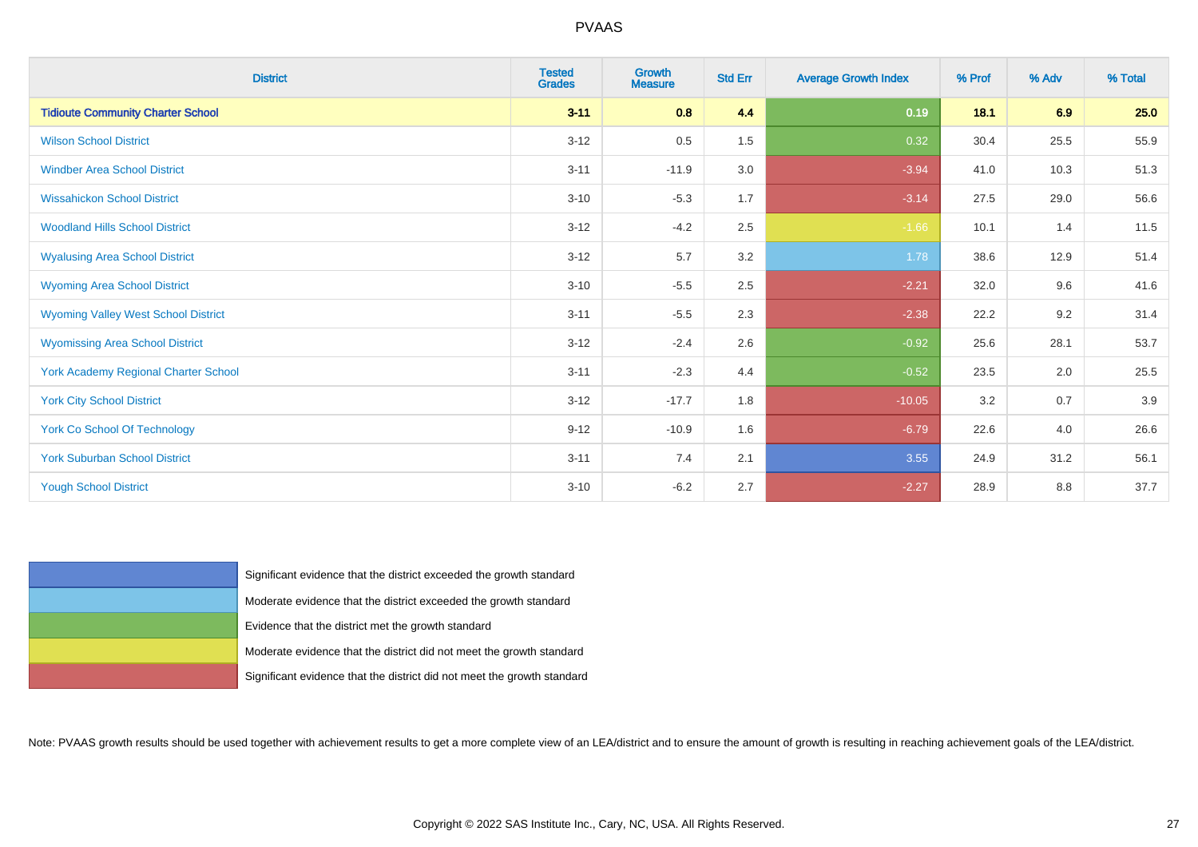PVAAS

| District | Tested Grades | Growth Measure | Std Err | Average Growth Index | % Prof | % Adv | % Total |
|---|---|---|---|---|---|---|---|
| **Tidioute Community Charter School** | **3-11** | **0.8** | **4.4** | **0.19** | **18.1** | **6.9** | **25.0** |
| Wilson School District | 3-12 | 0.5 | 1.5 | 0.32 | 30.4 | 25.5 | 55.9 |
| Windber Area School District | 3-11 | -11.9 | 3.0 | -3.94 | 41.0 | 10.3 | 51.3 |
| Wissahickon School District | 3-10 | -5.3 | 1.7 | -3.14 | 27.5 | 29.0 | 56.6 |
| Woodland Hills School District | 3-12 | -4.2 | 2.5 | -1.66 | 10.1 | 1.4 | 11.5 |
| Wyalusing Area School District | 3-12 | 5.7 | 3.2 | 1.78 | 38.6 | 12.9 | 51.4 |
| Wyoming Area School District | 3-10 | -5.5 | 2.5 | -2.21 | 32.0 | 9.6 | 41.6 |
| Wyoming Valley West School District | 3-11 | -5.5 | 2.3 | -2.38 | 22.2 | 9.2 | 31.4 |
| Wyomissing Area School District | 3-12 | -2.4 | 2.6 | -0.92 | 25.6 | 28.1 | 53.7 |
| York Academy Regional Charter School | 3-11 | -2.3 | 4.4 | -0.52 | 23.5 | 2.0 | 25.5 |
| York City School District | 3-12 | -17.7 | 1.8 | -10.05 | 3.2 | 0.7 | 3.9 |
| York Co School Of Technology | 9-12 | -10.9 | 1.6 | -6.79 | 22.6 | 4.0 | 26.6 |
| York Suburban School District | 3-11 | 7.4 | 2.1 | 3.55 | 24.9 | 31.2 | 56.1 |
| Yough School District | 3-10 | -6.2 | 2.7 | -2.27 | 28.9 | 8.8 | 37.7 |

Significant evidence that the district exceeded the growth standard

Moderate evidence that the district exceeded the growth standard

Evidence that the district met the growth standard

Moderate evidence that the district did not meet the growth standard

Significant evidence that the district did not meet the growth standard

Note: PVAAS growth results should be used together with achievement results to get a more complete view of an LEA/district and to ensure the amount of growth is resulting in reaching achievement goals of the LEA/district.

Copyright © 2022 SAS Institute Inc., Cary, NC, USA. All Rights Reserved.